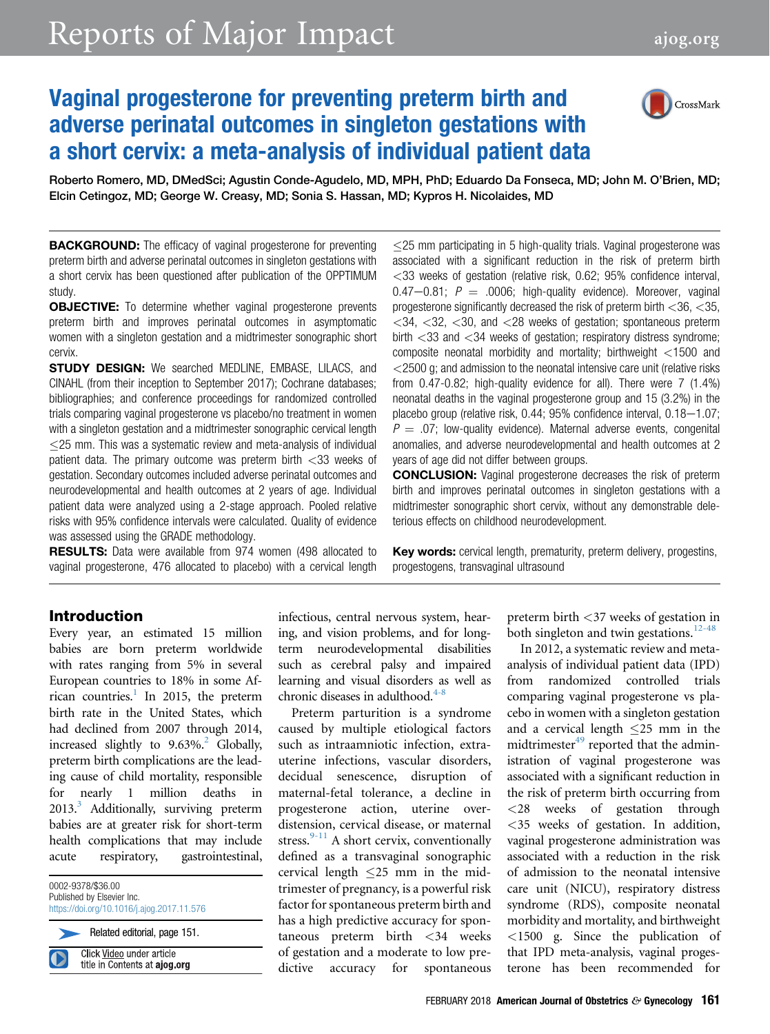# Vaginal progesterone for preventing preterm birth and adverse perinatal outcomes in singleton gestations with a short cervix: a meta-analysis of individual patient data

Roberto Romero, MD, DMedSci; Agustin Conde-Agudelo, MD, MPH, PhD; Eduardo Da Fonseca, MD; John M. O'Brien, MD; Elcin Cetingoz, MD; George W. Creasy, MD; Sonia S. Hassan, MD; Kypros H. Nicolaides, MD

**BACKGROUND:** The efficacy of vaginal progesterone for preventing preterm birth and adverse perinatal outcomes in singleton gestations with a short cervix has been questioned after publication of the OPPTIMUM study.

**OBJECTIVE:** To determine whether vaginal progesterone prevents preterm birth and improves perinatal outcomes in asymptomatic women with a singleton gestation and a midtrimester sonographic short cervix.

**STUDY DESIGN:** We searched MEDLINE, EMBASE, LILACS, and CINAHL (from their inception to September 2017); Cochrane databases; bibliographies; and conference proceedings for randomized controlled trials comparing vaginal progesterone vs placebo/no treatment in women with a singleton gestation and a midtrimester sonographic cervical length ≤25 mm. This was a systematic review and meta-analysis of individual patient data. The primary outcome was preterm birth <33 weeks of gestation. Secondary outcomes included adverse perinatal outcomes and neurodevelopmental and health outcomes at 2 years of age. Individual patient data were analyzed using a 2-stage approach. Pooled relative risks with 95% confidence intervals were calculated. Quality of evidence was assessed using the GRADE methodology.

**RESULTS:** Data were available from 974 women (498 allocated to vaginal progesterone, 476 allocated to placebo) with a cervical length ≤25 mm participating in 5 high-quality trials. Vaginal progesterone was associated with a significant reduction in the risk of preterm birth <33 weeks of gestation (relative risk, 0.62; 95% confidence interval, 0.47–0.81; $P$ = .0006; high-quality evidence). Moreover, vaginal progesterone significantly decreased the risk of preterm birth <36, <35, <34, <32, <30, and <28 weeks of gestation; spontaneous preterm birth <33 and <34 weeks of gestation; respiratory distress syndrome; composite neonatal morbidity and mortality; birthweight <1500 and <2500 g; and admission to the neonatal intensive care unit (relative risks from 0.47-0.82; high-quality evidence for all). There were 7 (1.4%) neonatal deaths in the vaginal progesterone group and 15 (3.2%) in the placebo group (relative risk, 0.44; 95% confidence interval, 0.18–1.07; $P$ = .07; low-quality evidence). Maternal adverse events, congenital anomalies, and adverse neurodevelopmental and health outcomes at 2 years of age did not differ between groups.

**CONCLUSION:** Vaginal progesterone decreases the risk of preterm birth and improves perinatal outcomes in singleton gestations with a midtrimester sonographic short cervix, without any demonstrable deleterious effects on childhood neurodevelopment.

**Key words:** cervical length, prematurity, preterm delivery, progestins, progestogens, transvaginal ultrasound

## Introduction

Every year, an estimated 15 million babies are born preterm worldwide with rates ranging from 5% in several European countries to 18% in some African countries.[1] In 2015, the preterm birth rate in the United States, which had declined from 2007 through 2014, increased slightly to 9.63%.[2] Globally, preterm birth complications are the leading cause of child mortality, responsible for nearly 1 million deaths in 2013.[3] Additionally, surviving preterm babies are at greater risk for short-term health complications that may include acute respiratory, gastrointestinal, infectious, central nervous system, hearing, and visual disorders, and for long-term neurodevelopmental disabilities such as cerebral palsy and impaired learning and visual disorders as well as chronic diseases in adulthood.[4-8]

Preterm parturition is a syndrome caused by multiple etiological factors such as intraamniotic infection, extrauterine infections, vascular disorders, decidual senescence, disruption of maternal-fetal tolerance, a decline in progesterone action, uterine overdistension, cervical disease, or maternal stress.[9-11] A short cervix, conventionally defined as a transvaginal sonographic cervical length ≤25 mm in the midtrimester of pregnancy, is a powerful risk factor for spontaneous preterm birth and has a high predictive accuracy for spontaneous preterm birth <34 weeks of gestation and a moderate to low predictive accuracy for spontaneous preterm birth <37 weeks of gestation in both singleton and twin gestations.[12-48]

In 2012, a systematic review and meta-analysis of individual patient data (IPD) from randomized controlled trials comparing vaginal progesterone vs placebo in women with a singleton gestation and a cervical length ≤25 mm in the midtrimester[49] reported that the administration of vaginal progesterone was associated with a significant reduction in the risk of preterm birth occurring from <28 weeks of gestation through <35 weeks of gestation. In addition, vaginal progesterone administration was associated with a reduction in the risk of admission to the neonatal intensive care unit (NICU), respiratory distress syndrome (RDS), composite neonatal morbidity and mortality, and birthweight <1500 g. Since the publication of that IPD meta-analysis, vaginal progesterone has been recommended for

0002-9378/$36.00
Published by Elsevier Inc.
https://doi.org/10.1016/j.ajog.2017.11.576

Related editorial, page 151.

Click Video under article title in Contents at ajog.org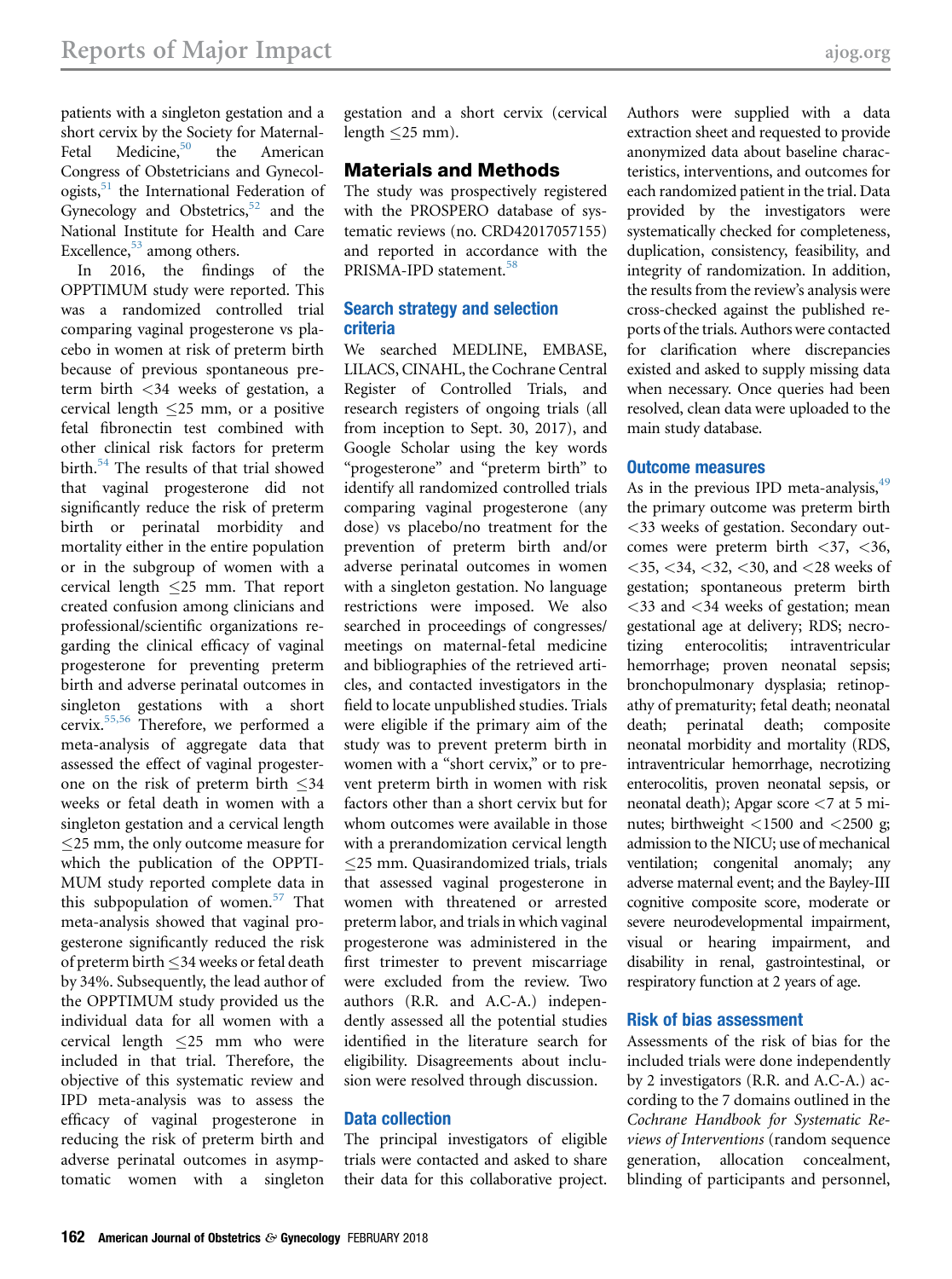patients with a singleton gestation and a short cervix by the Society for Maternal-Fetal Medicine,[50] the American Congress of Obstetricians and Gynecologists,[51] the International Federation of Gynecology and Obstetrics,[52] and the National Institute for Health and Care Excellence,[53] among others.

In 2016, the findings of the OPPTIMUM study were reported. This was a randomized controlled trial comparing vaginal progesterone vs placebo in women at risk of preterm birth because of previous spontaneous preterm birth <34 weeks of gestation, a cervical length ≤25 mm, or a positive fetal fibronectin test combined with other clinical risk factors for preterm birth.[54] The results of that trial showed that vaginal progesterone did not significantly reduce the risk of preterm birth or perinatal morbidity and mortality either in the entire population or in the subgroup of women with a cervical length ≤25 mm. That report created confusion among clinicians and professional/scientific organizations regarding the clinical efficacy of vaginal progesterone for preventing preterm birth and adverse perinatal outcomes in singleton gestations with a short cervix.[55,56] Therefore, we performed a meta-analysis of aggregate data that assessed the effect of vaginal progesterone on the risk of preterm birth ≤34 weeks or fetal death in women with a singleton gestation and a cervical length ≤25 mm, the only outcome measure for which the publication of the OPPTIMUM study reported complete data in this subpopulation of women.[57] That meta-analysis showed that vaginal progesterone significantly reduced the risk of preterm birth ≤34 weeks or fetal death by 34%. Subsequently, the lead author of the OPPTIMUM study provided us the individual data for all women with a cervical length ≤25 mm who were included in that trial. Therefore, the objective of this systematic review and IPD meta-analysis was to assess the efficacy of vaginal progesterone in reducing the risk of preterm birth and adverse perinatal outcomes in asymptomatic women with a singleton gestation and a short cervix (cervical length ≤25 mm).

## Materials and Methods

The study was prospectively registered with the PROSPERO database of systematic reviews (no. CRD42017057155) and reported in accordance with the PRISMA-IPD statement.[58]

### Search strategy and selection criteria

We searched MEDLINE, EMBASE, LILACS, CINAHL, the Cochrane Central Register of Controlled Trials, and research registers of ongoing trials (all from inception to Sept. 30, 2017), and Google Scholar using the key words "progesterone" and "preterm birth" to identify all randomized controlled trials comparing vaginal progesterone (any dose) vs placebo/no treatment for the prevention of preterm birth and/or adverse perinatal outcomes in women with a singleton gestation. No language restrictions were imposed. We also searched in proceedings of congresses/meetings on maternal-fetal medicine and bibliographies of the retrieved articles, and contacted investigators in the field to locate unpublished studies. Trials were eligible if the primary aim of the study was to prevent preterm birth in women with a "short cervix," or to prevent preterm birth in women with risk factors other than a short cervix but for whom outcomes were available in those with a prerandomization cervical length ≤25 mm. Quasirandomized trials, trials that assessed vaginal progesterone in women with threatened or arrested preterm labor, and trials in which vaginal progesterone was administered in the first trimester to prevent miscarriage were excluded from the review. Two authors (R.R. and A.C-A.) independently assessed all the potential studies identified in the literature search for eligibility. Disagreements about inclusion were resolved through discussion.

### Data collection

The principal investigators of eligible trials were contacted and asked to share their data for this collaborative project. Authors were supplied with a data extraction sheet and requested to provide anonymized data about baseline characteristics, interventions, and outcomes for each randomized patient in the trial. Data provided by the investigators were systematically checked for completeness, duplication, consistency, feasibility, and integrity of randomization. In addition, the results from the review's analysis were cross-checked against the published reports of the trials. Authors were contacted for clarification where discrepancies existed and asked to supply missing data when necessary. Once queries had been resolved, clean data were uploaded to the main study database.

### Outcome measures

As in the previous IPD meta-analysis,[49] the primary outcome was preterm birth <33 weeks of gestation. Secondary outcomes were preterm birth <37, <36, <35, <34, <32, <30, and <28 weeks of gestation; spontaneous preterm birth <33 and <34 weeks of gestation; mean gestational age at delivery; RDS; necrotizing enterocolitis; intraventricular hemorrhage; proven neonatal sepsis; bronchopulmonary dysplasia; retinopathy of prematurity; fetal death; neonatal death; perinatal death; composite neonatal morbidity and mortality (RDS, intraventricular hemorrhage, necrotizing enterocolitis, proven neonatal sepsis, or neonatal death); Apgar score <7 at 5 minutes; birthweight <1500 and <2500 g; admission to the NICU; use of mechanical ventilation; congenital anomaly; any adverse maternal event; and the Bayley-III cognitive composite score, moderate or severe neurodevelopmental impairment, visual or hearing impairment, and disability in renal, gastrointestinal, or respiratory function at 2 years of age.

### Risk of bias assessment

Assessments of the risk of bias for the included trials were done independently by 2 investigators (R.R. and A.C-A.) according to the 7 domains outlined in the *Cochrane Handbook for Systematic Reviews of Interventions* (random sequence generation, allocation concealment, blinding of participants and personnel,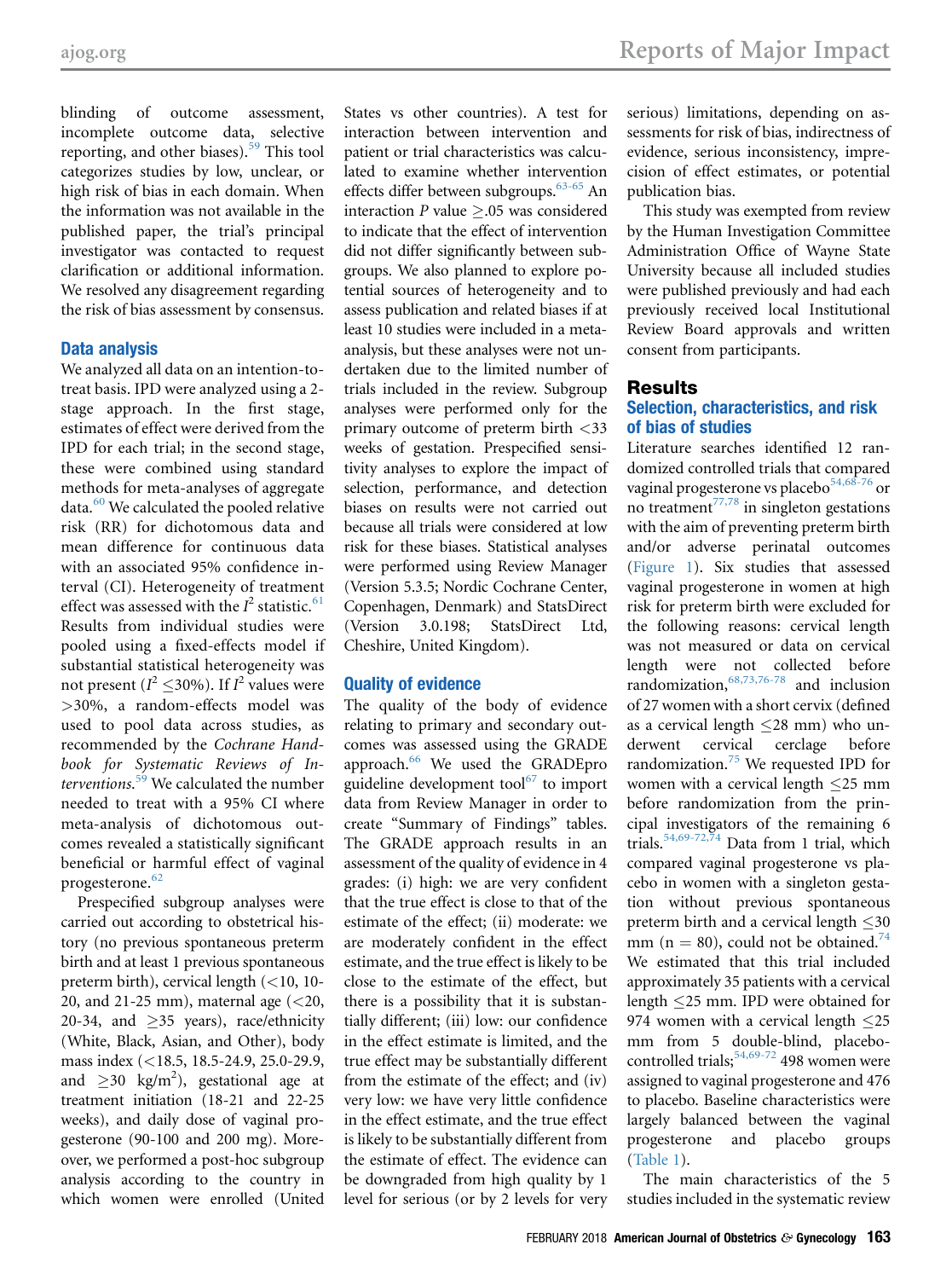blinding of outcome assessment, incomplete outcome data, selective reporting, and other biases).[59] This tool categorizes studies by low, unclear, or high risk of bias in each domain. When the information was not available in the published paper, the trial's principal investigator was contacted to request clarification or additional information. We resolved any disagreement regarding the risk of bias assessment by consensus.

### Data analysis

We analyzed all data on an intention-to-treat basis. IPD were analyzed using a 2-stage approach. In the first stage, estimates of effect were derived from the IPD for each trial; in the second stage, these were combined using standard methods for meta-analyses of aggregate data.[60] We calculated the pooled relative risk (RR) for dichotomous data and mean difference for continuous data with an associated 95% confidence interval (CI). Heterogeneity of treatment effect was assessed with the $I^2$ statistic.[61] Results from individual studies were pooled using a fixed-effects model if substantial statistical heterogeneity was not present ($I^2 \leq 30\%$). If $I^2$ values were $>30\%$, a random-effects model was used to pool data across studies, as recommended by the *Cochrane Handbook for Systematic Reviews of Interventions*.[59] We calculated the number needed to treat with a 95% CI where meta-analysis of dichotomous outcomes revealed a statistically significant beneficial or harmful effect of vaginal progesterone.[62]

Prespecified subgroup analyses were carried out according to obstetrical history (no previous spontaneous preterm birth and at least 1 previous spontaneous preterm birth), cervical length (<10, 10-20, and 21-25 mm), maternal age (<20, 20-34, and ≥35 years), race/ethnicity (White, Black, Asian, and Other), body mass index (<18.5, 18.5-24.9, 25.0-29.9, and ≥30 kg/m$^2$), gestational age at treatment initiation (18-21 and 22-25 weeks), and daily dose of vaginal progesterone (90-100 and 200 mg). Moreover, we performed a post-hoc subgroup analysis according to the country in which women were enrolled (United States vs other countries). A test for interaction between intervention and patient or trial characteristics was calculated to examine whether intervention effects differ between subgroups.[63-65] An interaction $P$ value ≥.05 was considered to indicate that the effect of intervention did not differ significantly between subgroups. We also planned to explore potential sources of heterogeneity and to assess publication and related biases if at least 10 studies were included in a meta-analysis, but these analyses were not undertaken due to the limited number of trials included in the review. Subgroup analyses were performed only for the primary outcome of preterm birth <33 weeks of gestation. Prespecified sensitivity analyses to explore the impact of selection, performance, and detection biases on results were not carried out because all trials were considered at low risk for these biases. Statistical analyses were performed using Review Manager (Version 5.3.5; Nordic Cochrane Center, Copenhagen, Denmark) and StatsDirect (Version 3.0.198; StatsDirect Ltd, Cheshire, United Kingdom).

### Quality of evidence

The quality of the body of evidence relating to primary and secondary outcomes was assessed using the GRADE approach.[66] We used the GRADEpro guideline development tool[67] to import data from Review Manager in order to create "Summary of Findings" tables. The GRADE approach results in an assessment of the quality of evidence in 4 grades: (i) high: we are very confident that the true effect is close to that of the estimate of the effect; (ii) moderate: we are moderately confident in the effect estimate, and the true effect is likely to be close to the estimate of the effect, but there is a possibility that it is substantially different; (iii) low: our confidence in the effect estimate is limited, and the true effect may be substantially different from the estimate of the effect; and (iv) very low: we have very little confidence in the effect estimate, and the true effect is likely to be substantially different from the estimate of effect. The evidence can be downgraded from high quality by 1 level for serious (or by 2 levels for very serious) limitations, depending on assessments for risk of bias, indirectness of evidence, serious inconsistency, imprecision of effect estimates, or potential publication bias.

This study was exempted from review by the Human Investigation Committee Administration Office of Wayne State University because all included studies were published previously and had each previously received local Institutional Review Board approvals and written consent from participants.

## Results

### Selection, characteristics, and risk of bias of studies

Literature searches identified 12 randomized controlled trials that compared vaginal progesterone vs placebo[54,68-76] or no treatment[77,78] in singleton gestations with the aim of preventing preterm birth and/or adverse perinatal outcomes (Figure 1). Six studies that assessed vaginal progesterone in women at high risk for preterm birth were excluded for the following reasons: cervical length was not measured or data on cervical length were not collected before randomization,[68,73,76-78] and inclusion of 27 women with a short cervix (defined as a cervical length ≤28 mm) who underwent cervical cerclage before randomization.[75] We requested IPD for women with a cervical length ≤25 mm before randomization from the principal investigators of the remaining 6 trials.[54,69-72,74] Data from 1 trial, which compared vaginal progesterone vs placebo in women with a singleton gestation without previous spontaneous preterm birth and a cervical length ≤30 mm (n = 80), could not be obtained.[74] We estimated that this trial included approximately 35 patients with a cervical length ≤25 mm. IPD were obtained for 974 women with a cervical length ≤25 mm from 5 double-blind, placebo-controlled trials;[54,69-72] 498 women were assigned to vaginal progesterone and 476 to placebo. Baseline characteristics were largely balanced between the vaginal progesterone and placebo groups (Table 1).

The main characteristics of the 5 studies included in the systematic review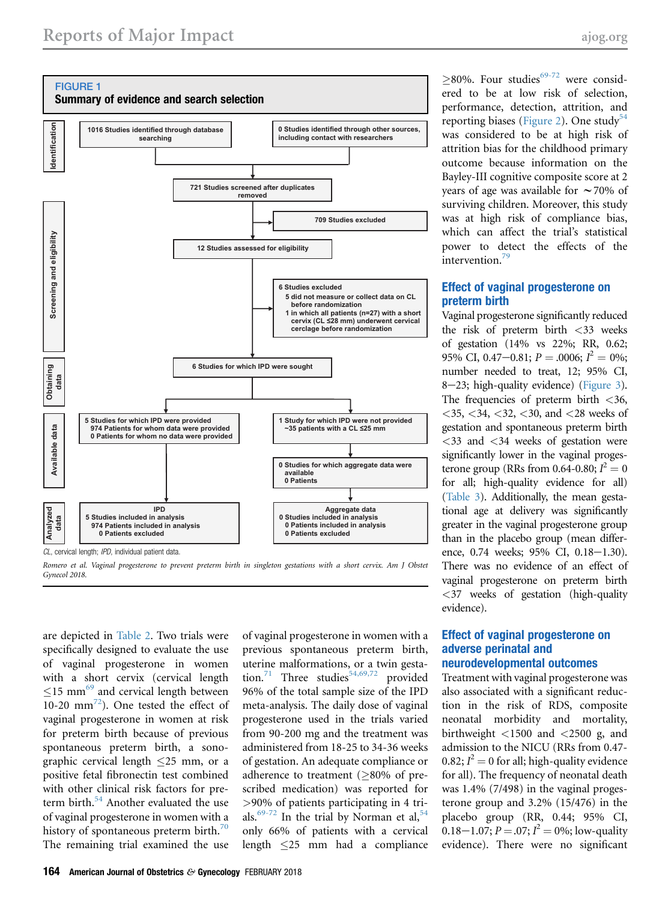**FIGURE 1**

**Summary of evidence and search selection**

**Identification**

- 1016 Studies identified through database searching
- 0 Studies identified through other sources, including contact with researchers

**Screening and eligibility**

- 721 Studies screened after duplicates removed
- 709 Studies excluded
- 12 Studies assessed for eligibility
- 6 Studies excluded
  - 5 did not measure or collect data on CL before randomization
  - 1 in which all patients (n=27) with a short cervix (CL ≤28 mm) underwent cervical cerclage before randomization

**Obtaining data**

- 6 Studies for which IPD were sought

**Available data**

- 5 Studies for which IPD were provided
  - 974 Patients for whom data were provided
  - 0 Patients for whom no data were provided
- 1 Study for which IPD were not provided
  - ~35 patients with a CL ≤25 mm
- 0 Studies for which aggregate data were available
  - 0 Patients

**Analyzed data**

- IPD
  - 5 Studies included in analysis
  - 974 Patients included in analysis
  - 0 Patients excluded
- Aggregate data
  - 0 Studies included in analysis
  - 0 Patients included in analysis
  - 0 Patients excluded

*CL*, cervical length; *IPD*, individual patient data.

*Romero et al. Vaginal progesterone to prevent preterm birth in singleton gestations with a short cervix. Am J Obstet Gynecol 2018.*

are depicted in Table 2. Two trials were specifically designed to evaluate the use of vaginal progesterone in women with a short cervix (cervical length ≤15 mm[69] and cervical length between 10-20 mm[72]). One tested the effect of vaginal progesterone in women at risk for preterm birth because of previous spontaneous preterm birth, a sonographic cervical length ≤25 mm, or a positive fetal fibronectin test combined with other clinical risk factors for preterm birth.[54] Another evaluated the use of vaginal progesterone in women with a history of spontaneous preterm birth.[70] The remaining trial examined the use of vaginal progesterone in women with a previous spontaneous preterm birth, uterine malformations, or a twin gestation.[71] Three studies[54,69,72] provided 96% of the total sample size of the IPD meta-analysis. The daily dose of vaginal progesterone used in the trials varied from 90-200 mg and the treatment was administered from 18-25 to 34-36 weeks of gestation. An adequate compliance or adherence to treatment (≥80% of prescribed medication) was reported for >90% of patients participating in 4 trials.[69-72] In the trial by Norman et al,[54] only 66% of patients with a cervical length ≤25 mm had a compliance ≥80%. Four studies[69-72] were considered to be at low risk of selection, performance, detection, attrition, and reporting biases (Figure 2). One study[54] was considered to be at high risk of attrition bias for the childhood primary outcome because information on the Bayley-III cognitive composite score at 2 years of age was available for ~70% of surviving children. Moreover, this study was at high risk of compliance bias, which can affect the trial's statistical power to detect the effects of the intervention.[79]

## Effect of vaginal progesterone on preterm birth

Vaginal progesterone significantly reduced the risk of preterm birth <33 weeks of gestation (14% vs 22%; RR, 0.62; 95% CI, 0.47−0.81; $P = .0006$; $I^2 = 0\%$; number needed to treat, 12; 95% CI, 8−23; high-quality evidence) (Figure 3). The frequencies of preterm birth <36, <35, <34, <32, <30, and <28 weeks of gestation and spontaneous preterm birth <33 and <34 weeks of gestation were significantly lower in the vaginal progesterone group (RRs from 0.64-0.80; $I^2 = 0$ for all; high-quality evidence for all) (Table 3). Additionally, the mean gestational age at delivery was significantly greater in the vaginal progesterone group than in the placebo group (mean difference, 0.74 weeks; 95% CI, 0.18−1.30). There was no evidence of an effect of vaginal progesterone on preterm birth <37 weeks of gestation (high-quality evidence).

## Effect of vaginal progesterone on adverse perinatal and neurodevelopmental outcomes

Treatment with vaginal progesterone was also associated with a significant reduction in the risk of RDS, composite neonatal morbidity and mortality, birthweight <1500 and <2500 g, and admission to the NICU (RRs from 0.47-0.82; $I^2 = 0$ for all; high-quality evidence for all). The frequency of neonatal death was 1.4% (7/498) in the vaginal progesterone group and 3.2% (15/476) in the placebo group (RR, 0.44; 95% CI, 0.18−1.07; $P = .07$; $I^2 = 0\%$; low-quality evidence). There were no significant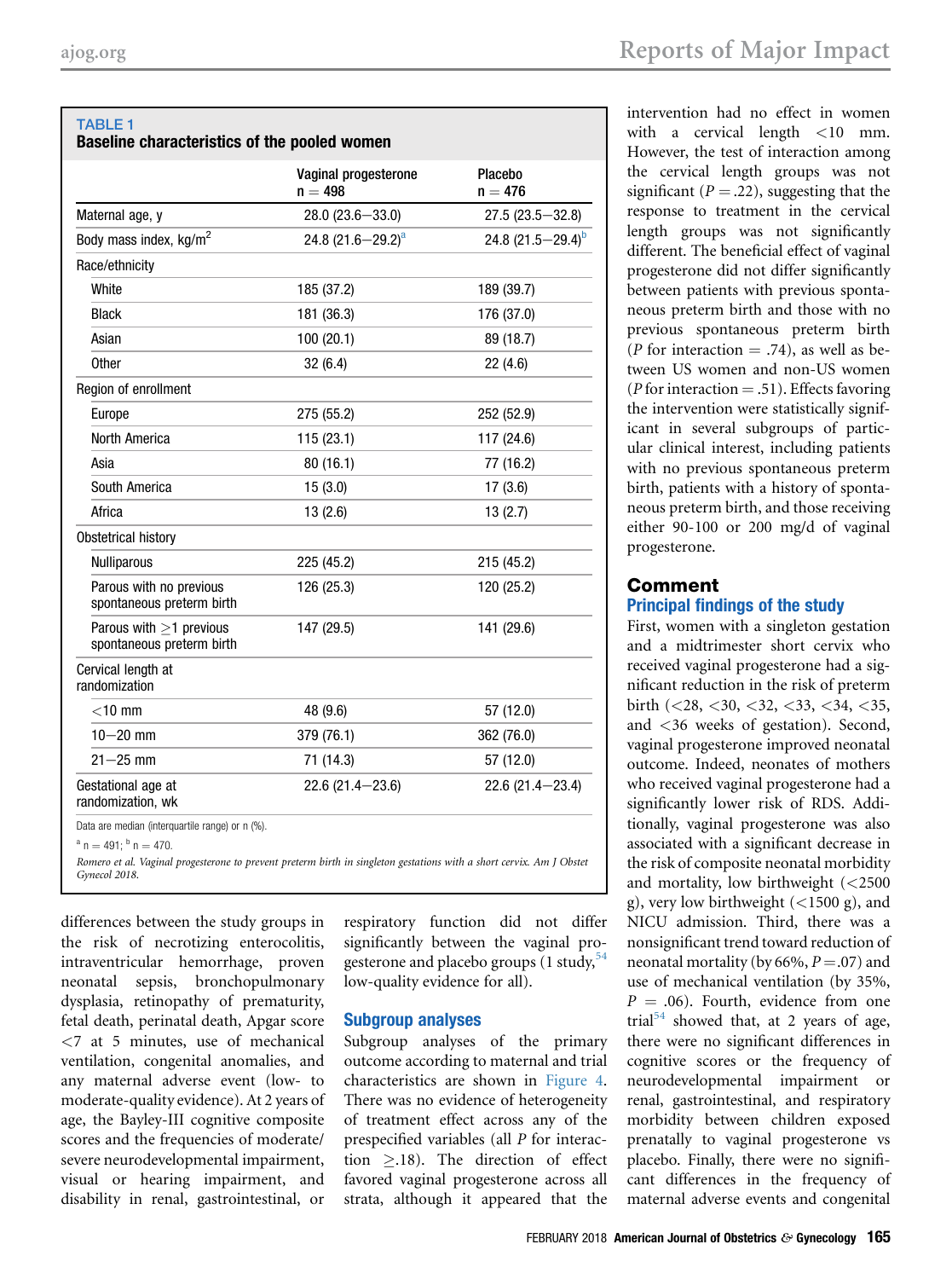**TABLE 1**
**Baseline characteristics of the pooled women**

| | Vaginal progesterone n = 498 | Placebo n = 476 |
|---|---|---|
| Maternal age, y | 28.0 (23.6−33.0) | 27.5 (23.5−32.8) |
| Body mass index, kg/m$^2$ | 24.8 (21.6−29.2)[a] | 24.8 (21.5−29.4)[b] |
| Race/ethnicity | | |
| White | 185 (37.2) | 189 (39.7) |
| Black | 181 (36.3) | 176 (37.0) |
| Asian | 100 (20.1) | 89 (18.7) |
| Other | 32 (6.4) | 22 (4.6) |
| Region of enrollment | | |
| Europe | 275 (55.2) | 252 (52.9) |
| North America | 115 (23.1) | 117 (24.6) |
| Asia | 80 (16.1) | 77 (16.2) |
| South America | 15 (3.0) | 17 (3.6) |
| Africa | 13 (2.6) | 13 (2.7) |
| Obstetrical history | | |
| Nulliparous | 225 (45.2) | 215 (45.2) |
| Parous with no previous spontaneous preterm birth | 126 (25.3) | 120 (25.2) |
| Parous with ≥1 previous spontaneous preterm birth | 147 (29.5) | 141 (29.6) |
| Cervical length at randomization | | |
| <10 mm | 48 (9.6) | 57 (12.0) |
| 10−20 mm | 379 (76.1) | 362 (76.0) |
| 21−25 mm | 71 (14.3) | 57 (12.0) |
| Gestational age at randomization, wk | 22.6 (21.4−23.6) | 22.6 (21.4−23.4) |

Data are median (interquartile range) or n (%).

[a] n = 491; [b] n = 470.

*Romero et al. Vaginal progesterone to prevent preterm birth in singleton gestations with a short cervix. Am J Obstet Gynecol 2018.*

differences between the study groups in the risk of necrotizing enterocolitis, intraventricular hemorrhage, proven neonatal sepsis, bronchopulmonary dysplasia, retinopathy of prematurity, fetal death, perinatal death, Apgar score <7 at 5 minutes, use of mechanical ventilation, congenital anomalies, and any maternal adverse event (low- to moderate-quality evidence). At 2 years of age, the Bayley-III cognitive composite scores and the frequencies of moderate/severe neurodevelopmental impairment, visual or hearing impairment, and disability in renal, gastrointestinal, or respiratory function did not differ significantly between the vaginal progesterone and placebo groups (1 study,[54] low-quality evidence for all).

### Subgroup analyses

Subgroup analyses of the primary outcome according to maternal and trial characteristics are shown in Figure 4. There was no evidence of heterogeneity of treatment effect across any of the prespecified variables (all $P$ for interaction ≥.18). The direction of effect favored vaginal progesterone across all strata, although it appeared that the intervention had no effect in women with a cervical length <10 mm. However, the test of interaction among the cervical length groups was not significant ($P$ = .22), suggesting that the response to treatment in the cervical length groups was not significantly different. The beneficial effect of vaginal progesterone did not differ significantly between patients with previous spontaneous preterm birth and those with no previous spontaneous preterm birth ($P$ for interaction = .74), as well as between US women and non-US women ($P$ for interaction = .51). Effects favoring the intervention were statistically significant in several subgroups of particular clinical interest, including patients with no previous spontaneous preterm birth, patients with a history of spontaneous preterm birth, and those receiving either 90-100 or 200 mg/d of vaginal progesterone.

## Comment

### Principal findings of the study

First, women with a singleton gestation and a midtrimester short cervix who received vaginal progesterone had a significant reduction in the risk of preterm birth (<28, <30, <32, <33, <34, <35, and <36 weeks of gestation). Second, vaginal progesterone improved neonatal outcome. Indeed, neonates of mothers who received vaginal progesterone had a significantly lower risk of RDS. Additionally, vaginal progesterone was also associated with a significant decrease in the risk of composite neonatal morbidity and mortality, low birthweight (<2500 g), very low birthweight (<1500 g), and NICU admission. Third, there was a nonsignificant trend toward reduction of neonatal mortality (by 66%, $P$ = .07) and use of mechanical ventilation (by 35%, $P$ = .06). Fourth, evidence from one trial[54] showed that, at 2 years of age, there were no significant differences in cognitive scores or the frequency of neurodevelopmental impairment or renal, gastrointestinal, and respiratory morbidity between children exposed prenatally to vaginal progesterone vs placebo. Finally, there were no significant differences in the frequency of maternal adverse events and congenital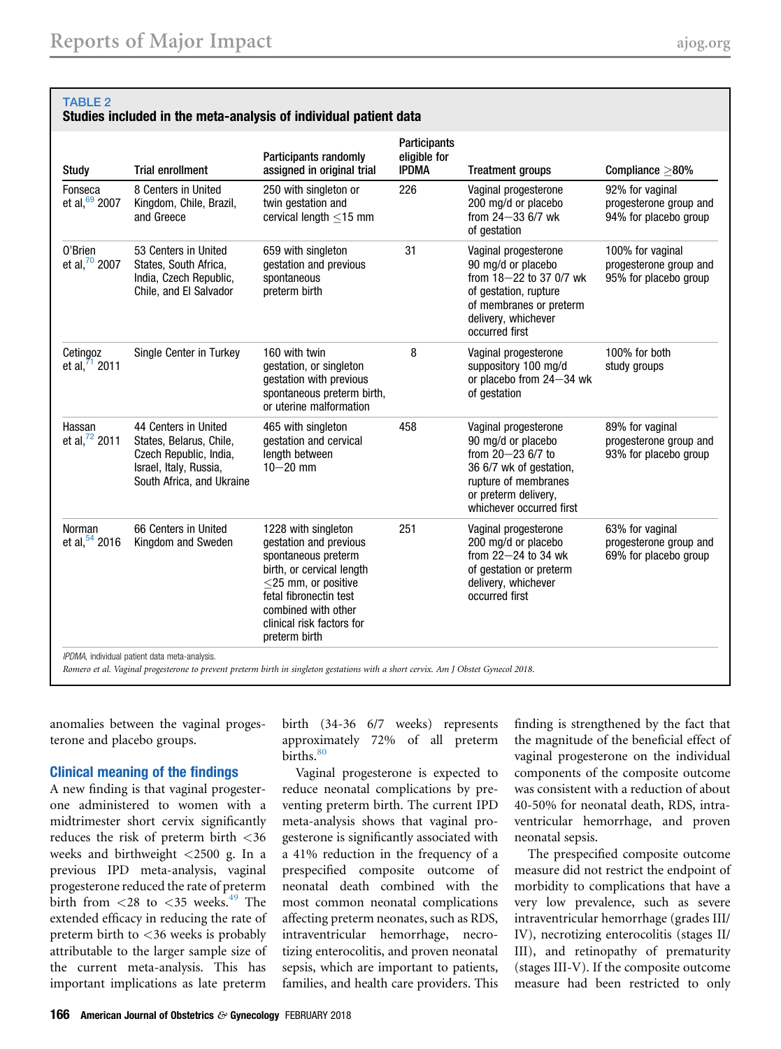**TABLE 2**
**Studies included in the meta-analysis of individual patient data**

| Study | Trial enrollment | Participants randomly assigned in original trial | Participants eligible for IPDMA | Treatment groups | Compliance ≥80% |
|---|---|---|---|---|---|
| Fonseca et al,[69] 2007 | 8 Centers in United Kingdom, Chile, Brazil, and Greece | 250 with singleton or twin gestation and cervical length ≤15 mm | 226 | Vaginal progesterone 200 mg/d or placebo from 24−33 6/7 wk of gestation | 92% for vaginal progesterone group and 94% for placebo group |
| O'Brien et al,[70] 2007 | 53 Centers in United States, South Africa, India, Czech Republic, Chile, and El Salvador | 659 with singleton gestation and previous spontaneous preterm birth | 31 | Vaginal progesterone 90 mg/d or placebo from 18−22 to 37 0/7 wk of gestation, rupture of membranes or preterm delivery, whichever occurred first | 100% for vaginal progesterone group and 95% for placebo group |
| Cetingoz et al,[71] 2011 | Single Center in Turkey | 160 with twin gestation, or singleton gestation with previous spontaneous preterm birth, or uterine malformation | 8 | Vaginal progesterone suppository 100 mg/d or placebo from 24−34 wk of gestation | 100% for both study groups |
| Hassan et al,[72] 2011 | 44 Centers in United States, Belarus, Chile, Czech Republic, India, Israel, Italy, Russia, South Africa, and Ukraine | 465 with singleton gestation and cervical length between 10−20 mm | 458 | Vaginal progesterone 90 mg/d or placebo from 20−23 6/7 to 36 6/7 wk of gestation, rupture of membranes or preterm delivery, whichever occurred first | 89% for vaginal progesterone group and 93% for placebo group |
| Norman et al,[54] 2016 | 66 Centers in United Kingdom and Sweden | 1228 with singleton gestation and previous spontaneous preterm birth, or cervical length ≤25 mm, or positive fetal fibronectin test combined with other clinical risk factors for preterm birth | 251 | Vaginal progesterone 200 mg/d or placebo from 22−24 to 34 wk of gestation or preterm delivery, whichever occurred first | 63% for vaginal progesterone group and 69% for placebo group |

*IPDMA*, individual patient data meta-analysis.

*Romero et al. Vaginal progesterone to prevent preterm birth in singleton gestations with a short cervix. Am J Obstet Gynecol 2018.*

anomalies between the vaginal progesterone and placebo groups.

### Clinical meaning of the findings

A new finding is that vaginal progesterone administered to women with a midtrimester short cervix significantly reduces the risk of preterm birth <36 weeks and birthweight <2500 g. In a previous IPD meta-analysis, vaginal progesterone reduced the rate of preterm birth from <28 to <35 weeks.[49] The extended efficacy in reducing the rate of preterm birth to <36 weeks is probably attributable to the larger sample size of the current meta-analysis. This has important implications as late preterm birth (34-36 6/7 weeks) represents approximately 72% of all preterm births.[80]

Vaginal progesterone is expected to reduce neonatal complications by preventing preterm birth. The current IPD meta-analysis shows that vaginal progesterone is significantly associated with a 41% reduction in the frequency of a prespecified composite outcome of neonatal death combined with the most common neonatal complications affecting preterm neonates, such as RDS, intraventricular hemorrhage, necrotizing enterocolitis, and proven neonatal sepsis, which are important to patients, families, and health care providers. This finding is strengthened by the fact that the magnitude of the beneficial effect of vaginal progesterone on the individual components of the composite outcome was consistent with a reduction of about 40-50% for neonatal death, RDS, intraventricular hemorrhage, and proven neonatal sepsis.

The prespecified composite outcome measure did not restrict the endpoint of morbidity to complications that have a very low prevalence, such as severe intraventricular hemorrhage (grades III/IV), necrotizing enterocolitis (stages II/III), and retinopathy of prematurity (stages III-V). If the composite outcome measure had been restricted to only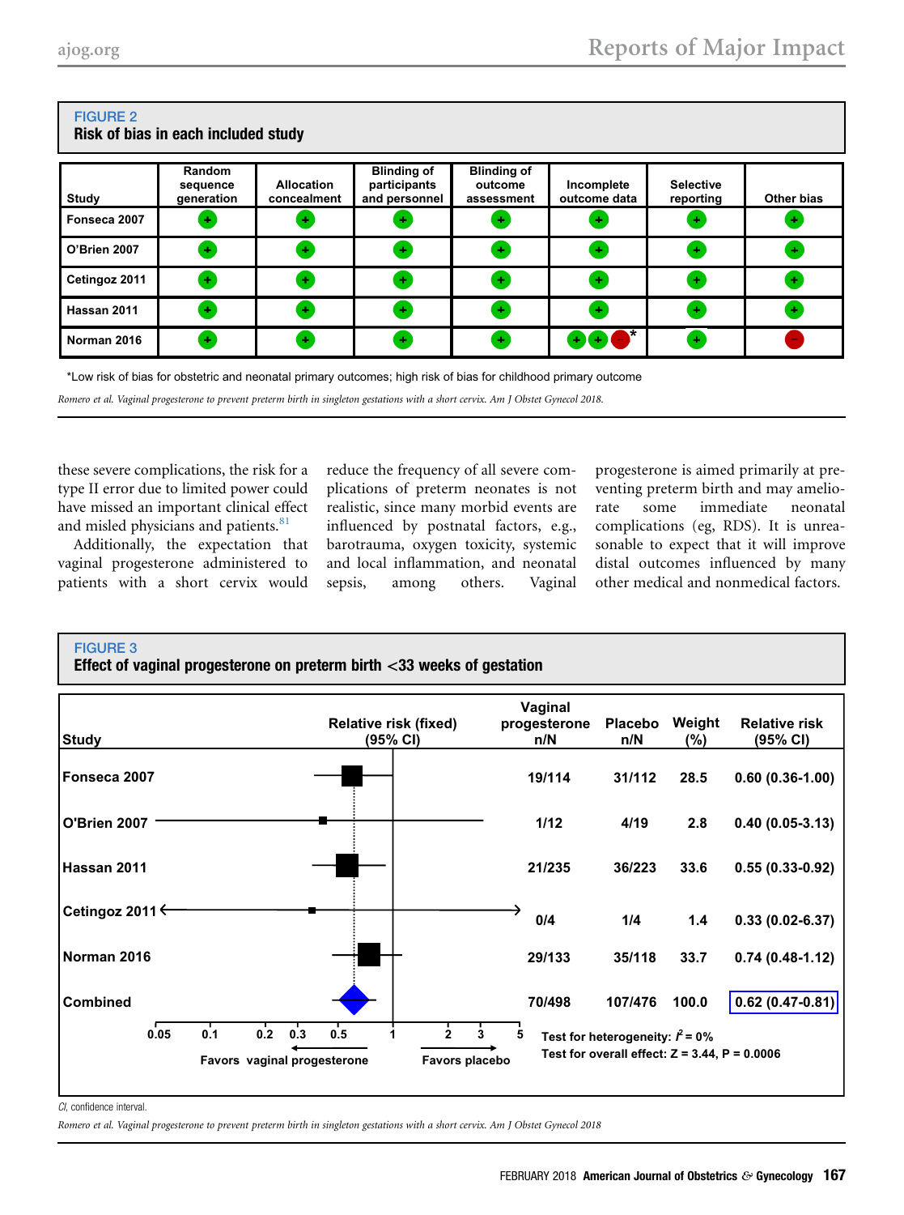**FIGURE 2**

**Risk of bias in each included study**

| Study | Random sequence generation | Allocation concealment | Blinding of participants and personnel | Blinding of outcome assessment | Incomplete outcome data | Selective reporting | Other bias |
|---|---|---|---|---|---|---|---|
| Fonseca 2007 | + | + | + | + | + | + | + |
| O'Brien 2007 | + | + | + | + | + | + | + |
| Cetingoz 2011 | + | + | + | + | + | + | + |
| Hassan 2011 | + | + | + | + | + | + | + |
| Norman 2016 | + | + | + | + | + + −* | + | − |

*Low risk of bias for obstetric and neonatal primary outcomes; high risk of bias for childhood primary outcome

*Romero et al. Vaginal progesterone to prevent preterm birth in singleton gestations with a short cervix. Am J Obstet Gynecol 2018.*

these severe complications, the risk for a type II error due to limited power could have missed an important clinical effect and misled physicians and patients.[81]

Additionally, the expectation that vaginal progesterone administered to patients with a short cervix would reduce the frequency of all severe complications of preterm neonates is not realistic, since many morbid events are influenced by postnatal factors, e.g., barotrauma, oxygen toxicity, systemic and local inflammation, and neonatal sepsis, among others. Vaginal progesterone is aimed primarily at preventing preterm birth and may ameliorate some immediate neonatal complications (eg, RDS). It is unreasonable to expect that it will improve distal outcomes influenced by many other medical and nonmedical factors.

**FIGURE 3**

**Effect of vaginal progesterone on preterm birth <33 weeks of gestation**

| Study | Vaginal progesterone n/N | Placebo n/N | Weight (%) | Relative risk (95% CI) |
|---|---|---|---|---|
| Fonseca 2007 | 19/114 | 31/112 | 28.5 | 0.60 (0.36-1.00) |
| O'Brien 2007 | 1/12 | 4/19 | 2.8 | 0.40 (0.05-3.13) |
| Hassan 2011 | 21/235 | 36/223 | 33.6 | 0.55 (0.33-0.92) |
| Cetingoz 2011 | 0/4 | 1/4 | 1.4 | 0.33 (0.02-6.37) |
| Norman 2016 | 29/133 | 35/118 | 33.7 | 0.74 (0.48-1.12) |
| Combined | 70/498 | 107/476 | 100.0 | 0.62 (0.47-0.81) |

Relative risk (fixed) (95% CI); axis: 0.05, 0.1, 0.2, 0.3, 0.5, 1, 2, 3, 5. Favors vaginal progesterone ← → Favors placebo

Test for heterogeneity: $I^2 = 0\%$

Test for overall effect: $Z = 3.44$, $P = 0.0006$

*CI*, confidence interval.

*Romero et al. Vaginal progesterone to prevent preterm birth in singleton gestations with a short cervix. Am J Obstet Gynecol 2018*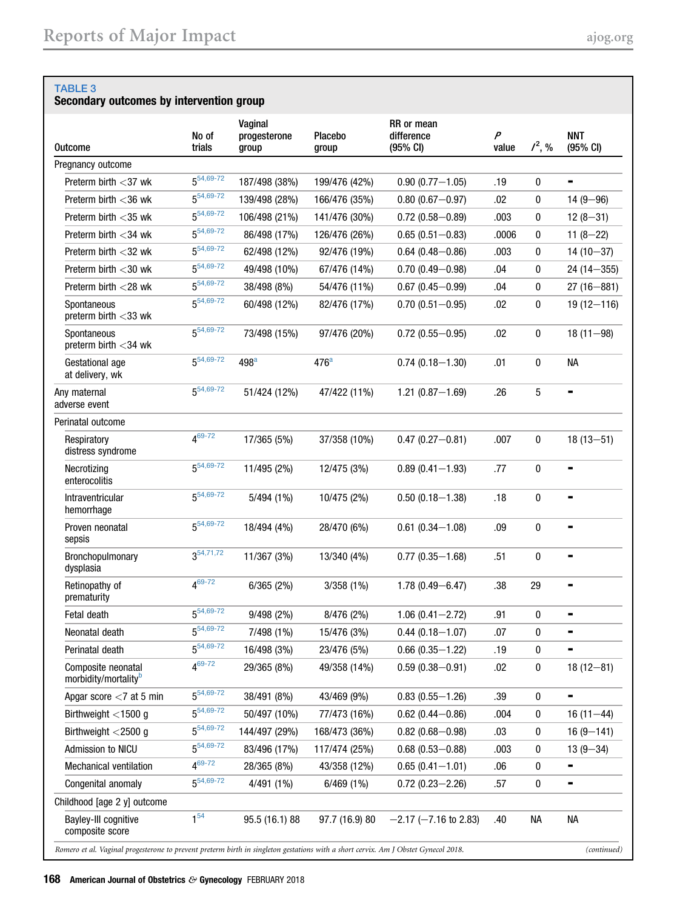**TABLE 3**
**Secondary outcomes by intervention group**

| Outcome | No of trials | Vaginal progesterone group | Placebo group | RR or mean difference (95% CI) | *P* value | $I^2$, % | NNT (95% CI) |
|---|---|---|---|---|---|---|---|
| Pregnancy outcome | | | | | | | |
| Preterm birth <37 wk | 5[54,69-72] | 187/498 (38%) | 199/476 (42%) | 0.90 (0.77–1.05) | .19 | 0 | – |
| Preterm birth <36 wk | 5[54,69-72] | 139/498 (28%) | 166/476 (35%) | 0.80 (0.67–0.97) | .02 | 0 | 14 (9–96) |
| Preterm birth <35 wk | 5[54,69-72] | 106/498 (21%) | 141/476 (30%) | 0.72 (0.58–0.89) | .003 | 0 | 12 (8–31) |
| Preterm birth <34 wk | 5[54,69-72] | 86/498 (17%) | 126/476 (26%) | 0.65 (0.51–0.83) | .0006 | 0 | 11 (8–22) |
| Preterm birth <32 wk | 5[54,69-72] | 62/498 (12%) | 92/476 (19%) | 0.64 (0.48–0.86) | .003 | 0 | 14 (10–37) |
| Preterm birth <30 wk | 5[54,69-72] | 49/498 (10%) | 67/476 (14%) | 0.70 (0.49–0.98) | .04 | 0 | 24 (14–355) |
| Preterm birth <28 wk | 5[54,69-72] | 38/498 (8%) | 54/476 (11%) | 0.67 (0.45–0.99) | .04 | 0 | 27 (16–881) |
| Spontaneous preterm birth <33 wk | 5[54,69-72] | 60/498 (12%) | 82/476 (17%) | 0.70 (0.51–0.95) | .02 | 0 | 19 (12–116) |
| Spontaneous preterm birth <34 wk | 5[54,69-72] | 73/498 (15%) | 97/476 (20%) | 0.72 (0.55–0.95) | .02 | 0 | 18 (11–98) |
| Gestational age at delivery, wk | 5[54,69-72] | 498[a] | 476[a] | 0.74 (0.18–1.30) | .01 | 0 | NA |
| Any maternal adverse event | 5[54,69-72] | 51/424 (12%) | 47/422 (11%) | 1.21 (0.87–1.69) | .26 | 5 | – |
| Perinatal outcome | | | | | | | |
| Respiratory distress syndrome | 4[69-72] | 17/365 (5%) | 37/358 (10%) | 0.47 (0.27–0.81) | .007 | 0 | 18 (13–51) |
| Necrotizing enterocolitis | 5[54,69-72] | 11/495 (2%) | 12/475 (3%) | 0.89 (0.41–1.93) | .77 | 0 | – |
| Intraventricular hemorrhage | 5[54,69-72] | 5/494 (1%) | 10/475 (2%) | 0.50 (0.18–1.38) | .18 | 0 | – |
| Proven neonatal sepsis | 5[54,69-72] | 18/494 (4%) | 28/470 (6%) | 0.61 (0.34–1.08) | .09 | 0 | – |
| Bronchopulmonary dysplasia | 3[54,71,72] | 11/367 (3%) | 13/340 (4%) | 0.77 (0.35–1.68) | .51 | 0 | – |
| Retinopathy of prematurity | 4[69-72] | 6/365 (2%) | 3/358 (1%) | 1.78 (0.49–6.47) | .38 | 29 | – |
| Fetal death | 5[54,69-72] | 9/498 (2%) | 8/476 (2%) | 1.06 (0.41–2.72) | .91 | 0 | – |
| Neonatal death | 5[54,69-72] | 7/498 (1%) | 15/476 (3%) | 0.44 (0.18–1.07) | .07 | 0 | – |
| Perinatal death | 5[54,69-72] | 16/498 (3%) | 23/476 (5%) | 0.66 (0.35–1.22) | .19 | 0 | – |
| Composite neonatal morbidity/mortality[b] | 4[69-72] | 29/365 (8%) | 49/358 (14%) | 0.59 (0.38–0.91) | .02 | 0 | 18 (12–81) |
| Apgar score <7 at 5 min | 5[54,69-72] | 38/491 (8%) | 43/469 (9%) | 0.83 (0.55–1.26) | .39 | 0 | – |
| Birthweight <1500 g | 5[54,69-72] | 50/497 (10%) | 77/473 (16%) | 0.62 (0.44–0.86) | .004 | 0 | 16 (11–44) |
| Birthweight <2500 g | 5[54,69-72] | 144/497 (29%) | 168/473 (36%) | 0.82 (0.68–0.98) | .03 | 0 | 16 (9–141) |
| Admission to NICU | 5[54,69-72] | 83/496 (17%) | 117/474 (25%) | 0.68 (0.53–0.88) | .003 | 0 | 13 (9–34) |
| Mechanical ventilation | 4[69-72] | 28/365 (8%) | 43/358 (12%) | 0.65 (0.41–1.01) | .06 | 0 | – |
| Congenital anomaly | 5[54,69-72] | 4/491 (1%) | 6/469 (1%) | 0.72 (0.23–2.26) | .57 | 0 | – |
| Childhood [age 2 y] outcome | | | | | | | |
| Bayley-III cognitive composite score | 1[54] | 95.5 (16.1) 88 | 97.7 (16.9) 80 | −2.17 (−7.16 to 2.83) | .40 | NA | NA |

*Romero et al. Vaginal progesterone to prevent preterm birth in singleton gestations with a short cervix. Am J Obstet Gynecol 2018.*

*(continued)*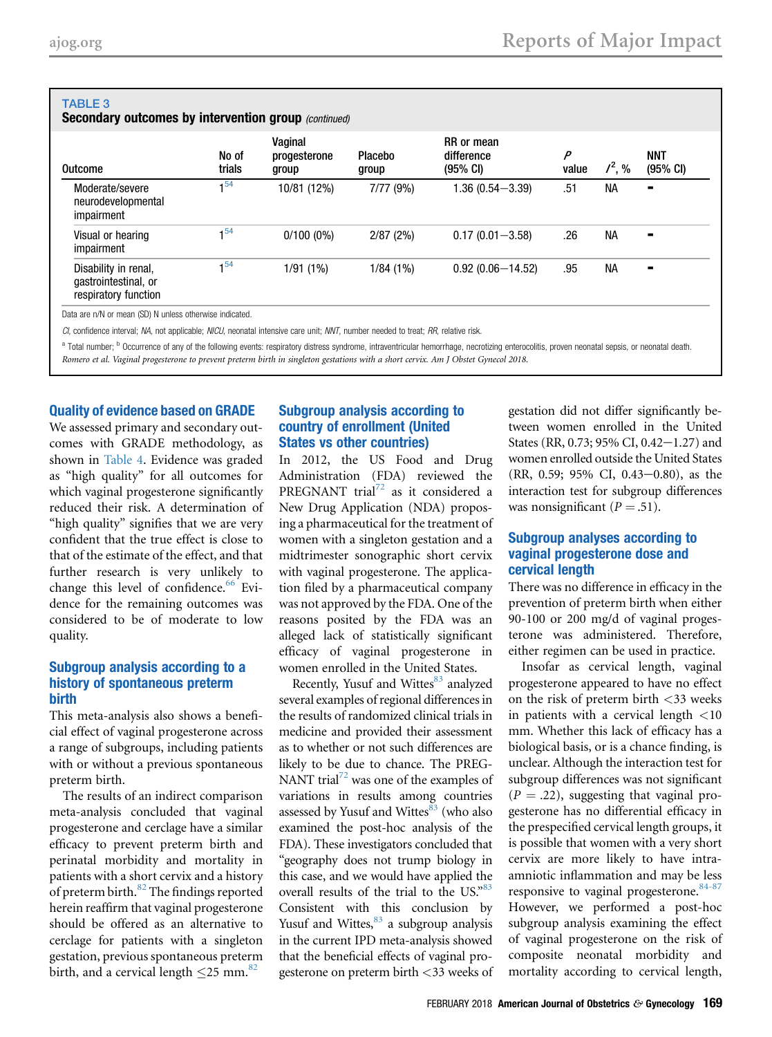**TABLE 3**
**Secondary outcomes by intervention group** *(continued)*

| Outcome | No of trials | Vaginal progesterone group | Placebo group | RR or mean difference (95% CI) | *P* value | $I^2$, % | NNT (95% CI) |
|---|---|---|---|---|---|---|---|
| Moderate/severe neurodevelopmental impairment | 1[54] | 10/81 (12%) | 7/77 (9%) | 1.36 (0.54–3.39) | .51 | NA | - |
| Visual or hearing impairment | 1[54] | 0/100 (0%) | 2/87 (2%) | 0.17 (0.01–3.58) | .26 | NA | - |
| Disability in renal, gastrointestinal, or respiratory function | 1[54] | 1/91 (1%) | 1/84 (1%) | 0.92 (0.06–14.52) | .95 | NA | - |

Data are n/N or mean (SD) N unless otherwise indicated.

*CI*, confidence interval; *NA*, not applicable; *NICU*, neonatal intensive care unit; *NNT*, number needed to treat; *RR*, relative risk.

[a] Total number; [b] Occurrence of any of the following events: respiratory distress syndrome, intraventricular hemorrhage, necrotizing enterocolitis, proven neonatal sepsis, or neonatal death.

*Romero et al. Vaginal progesterone to prevent preterm birth in singleton gestations with a short cervix. Am J Obstet Gynecol 2018.*

## Quality of evidence based on GRADE

We assessed primary and secondary outcomes with GRADE methodology, as shown in Table 4. Evidence was graded as "high quality" for all outcomes for which vaginal progesterone significantly reduced their risk. A determination of "high quality" signifies that we are very confident that the true effect is close to that of the estimate of the effect, and that further research is very unlikely to change this level of confidence.[66] Evidence for the remaining outcomes was considered to be of moderate to low quality.

## Subgroup analysis according to a history of spontaneous preterm birth

This meta-analysis also shows a beneficial effect of vaginal progesterone across a range of subgroups, including patients with or without a previous spontaneous preterm birth.

The results of an indirect comparison meta-analysis concluded that vaginal progesterone and cerclage have a similar efficacy to prevent preterm birth and perinatal morbidity and mortality in patients with a short cervix and a history of preterm birth.[82] The findings reported herein reaffirm that vaginal progesterone should be offered as an alternative to cerclage for patients with a singleton gestation, previous spontaneous preterm birth, and a cervical length ≤25 mm.[82]

## Subgroup analysis according to country of enrollment (United States vs other countries)

In 2012, the US Food and Drug Administration (FDA) reviewed the PREGNANT trial[72] as it considered a New Drug Application (NDA) proposing a pharmaceutical for the treatment of women with a singleton gestation and a midtrimester sonographic short cervix with vaginal progesterone. The application filed by a pharmaceutical company was not approved by the FDA. One of the reasons posited by the FDA was an alleged lack of statistically significant efficacy of vaginal progesterone in women enrolled in the United States.

Recently, Yusuf and Wittes[83] analyzed several examples of regional differences in the results of randomized clinical trials in medicine and provided their assessment as to whether or not such differences are likely to be due to chance. The PREGNANT trial[72] was one of the examples of variations in results among countries assessed by Yusuf and Wittes[83] (who also examined the post-hoc analysis of the FDA). These investigators concluded that "geography does not trump biology in this case, and we would have applied the overall results of the trial to the US."[83] Consistent with this conclusion by Yusuf and Wittes,[83] a subgroup analysis in the current IPD meta-analysis showed that the beneficial effects of vaginal progesterone on preterm birth <33 weeks of gestation did not differ significantly between women enrolled in the United States (RR, 0.73; 95% CI, 0.42–1.27) and women enrolled outside the United States (RR, 0.59; 95% CI, 0.43–0.80), as the interaction test for subgroup differences was nonsignificant ($P = .51$).

## Subgroup analyses according to vaginal progesterone dose and cervical length

There was no difference in efficacy in the prevention of preterm birth when either 90-100 or 200 mg/d of vaginal progesterone was administered. Therefore, either regimen can be used in practice.

Insofar as cervical length, vaginal progesterone appeared to have no effect on the risk of preterm birth <33 weeks in patients with a cervical length <10 mm. Whether this lack of efficacy has a biological basis, or is a chance finding, is unclear. Although the interaction test for subgroup differences was not significant ($P = .22$), suggesting that vaginal progesterone has no differential efficacy in the prespecified cervical length groups, it is possible that women with a very short cervix are more likely to have intra-amniotic inflammation and may be less responsive to vaginal progesterone.[84-87] However, we performed a post-hoc subgroup analysis examining the effect of vaginal progesterone on the risk of composite neonatal morbidity and mortality according to cervical length,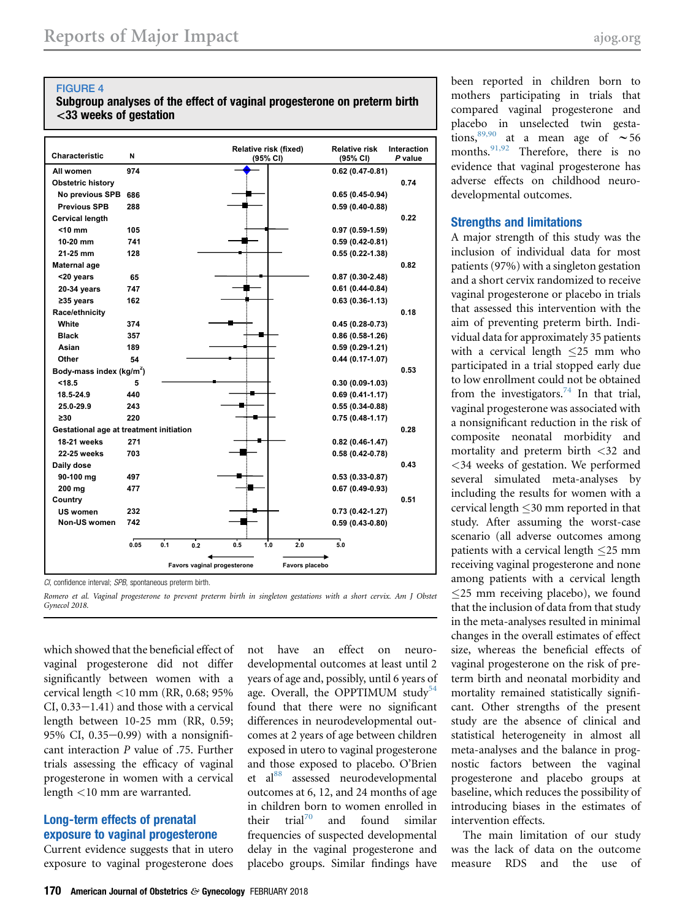**FIGURE 4**

**Subgroup analyses of the effect of vaginal progesterone on preterm birth <33 weeks of gestation**

| Characteristic | N | Relative risk (95% CI) | Interaction *P* value |
|---|---|---|---|
| All women | 974 | 0.62 (0.47-0.81) | |
| Obstetric history | | | 0.74 |
| No previous SPB | 686 | 0.65 (0.45-0.94) | |
| Previous SPB | 288 | 0.59 (0.40-0.88) | |
| Cervical length | | | 0.22 |
| <10 mm | 105 | 0.97 (0.59-1.59) | |
| 10-20 mm | 741 | 0.59 (0.42-0.81) | |
| 21-25 mm | 128 | 0.55 (0.22-1.38) | |
| Maternal age | | | 0.82 |
| <20 years | 65 | 0.87 (0.30-2.48) | |
| 20-34 years | 747 | 0.61 (0.44-0.84) | |
| ≥35 years | 162 | 0.63 (0.36-1.13) | |
| Race/ethnicity | | | 0.18 |
| White | 374 | 0.45 (0.28-0.73) | |
| Black | 357 | 0.86 (0.58-1.26) | |
| Asian | 189 | 0.59 (0.29-1.21) | |
| Other | 54 | 0.44 (0.17-1.07) | |
| Body-mass index (kg/m$^2$) | | | 0.53 |
| <18.5 | 5 | 0.30 (0.09-1.03) | |
| 18.5-24.9 | 440 | 0.69 (0.41-1.17) | |
| 25.0-29.9 | 243 | 0.55 (0.34-0.88) | |
| ≥30 | 220 | 0.75 (0.48-1.17) | |
| Gestational age at treatment initiation | | | 0.28 |
| 18-21 weeks | 271 | 0.82 (0.46-1.47) | |
| 22-25 weeks | 703 | 0.58 (0.42-0.78) | |
| Daily dose | | | 0.43 |
| 90-100 mg | 497 | 0.53 (0.33-0.87) | |
| 200 mg | 477 | 0.67 (0.49-0.93) | |
| Country | | | 0.51 |
| US women | 232 | 0.73 (0.42-1.27) | |
| Non-US women | 742 | 0.59 (0.43-0.80) | |

Relative risk (fixed) (95% CI) plotted on log scale 0.05–5.0; left: Favors vaginal progesterone; right: Favors placebo.

*CI*, confidence interval; *SPB*, spontaneous preterm birth.

*Romero et al. Vaginal progesterone to prevent preterm birth in singleton gestations with a short cervix. Am J Obstet Gynecol 2018.*

which showed that the beneficial effect of vaginal progesterone did not differ significantly between women with a cervical length <10 mm (RR, 0.68; 95% CI, 0.33−1.41) and those with a cervical length between 10-25 mm (RR, 0.59; 95% CI, 0.35−0.99) with a nonsignificant interaction *P* value of .75. Further trials assessing the efficacy of vaginal progesterone in women with a cervical length <10 mm are warranted.

## Long-term effects of prenatal exposure to vaginal progesterone

Current evidence suggests that in utero exposure to vaginal progesterone does not have an effect on neurodevelopmental outcomes at least until 2 years of age and, possibly, until 6 years of age. Overall, the OPPTIMUM study[54] found that there were no significant differences in neurodevelopmental outcomes at 2 years of age between children exposed in utero to vaginal progesterone and those exposed to placebo. O'Brien et al[88] assessed neurodevelopmental outcomes at 6, 12, and 24 months of age in children born to women enrolled in their trial[70] and found similar frequencies of suspected developmental delay in the vaginal progesterone and placebo groups. Similar findings have been reported in children born to mothers participating in trials that compared vaginal progesterone and placebo in unselected twin gestations,[89,90] at a mean age of ∼56 months.[91,92] Therefore, there is no evidence that vaginal progesterone has adverse effects on childhood neurodevelopmental outcomes.

## Strengths and limitations

A major strength of this study was the inclusion of individual data for most patients (97%) with a singleton gestation and a short cervix randomized to receive vaginal progesterone or placebo in trials that assessed this intervention with the aim of preventing preterm birth. Individual data for approximately 35 patients with a cervical length ≤25 mm who participated in a trial stopped early due to low enrollment could not be obtained from the investigators.[74] In that trial, vaginal progesterone was associated with a nonsignificant reduction in the risk of composite neonatal morbidity and mortality and preterm birth <32 and <34 weeks of gestation. We performed several simulated meta-analyses by including the results for women with a cervical length ≤30 mm reported in that study. After assuming the worst-case scenario (all adverse outcomes among patients with a cervical length ≤25 mm receiving vaginal progesterone and none among patients with a cervical length ≤25 mm receiving placebo), we found that the inclusion of data from that study in the meta-analyses resulted in minimal changes in the overall estimates of effect size, whereas the beneficial effects of vaginal progesterone on the risk of preterm birth and neonatal morbidity and mortality remained statistically significant. Other strengths of the present study are the absence of clinical and statistical heterogeneity in almost all meta-analyses and the balance in prognostic factors between the vaginal progesterone and placebo groups at baseline, which reduces the possibility of introducing biases in the estimates of intervention effects.

The main limitation of our study was the lack of data on the outcome measure RDS and the use of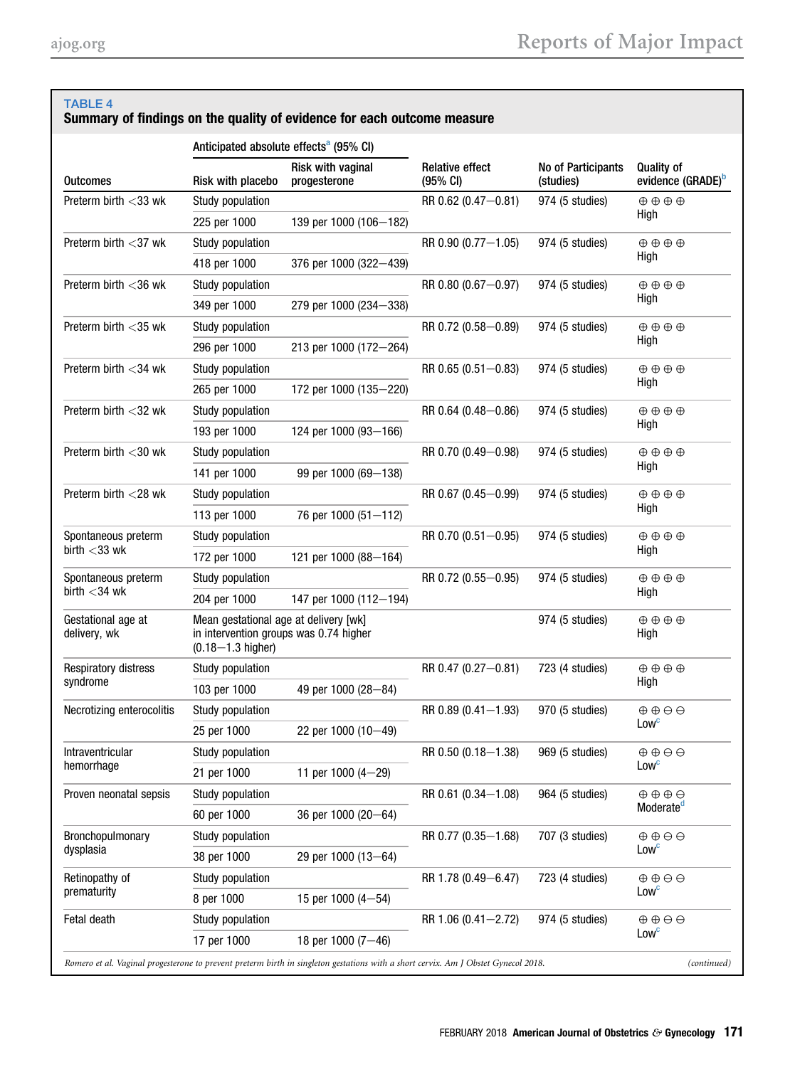**TABLE 4**
**Summary of findings on the quality of evidence for each outcome measure**

| Outcomes | Anticipated absolute effects[a] (95% CI) | | Relative effect (95% CI) | No of Participants (studies) | Quality of evidence (GRADE)[b] |
|---|---|---|---|---|---|
| | Risk with placebo | Risk with vaginal progesterone | | | |
| Preterm birth <33 wk | Study population | | RR 0.62 (0.47–0.81) | 974 (5 studies) | ⊕⊕⊕⊕ High |
| | 225 per 1000 | 139 per 1000 (106–182) | | | |
| Preterm birth <37 wk | Study population | | RR 0.90 (0.77–1.05) | 974 (5 studies) | ⊕⊕⊕⊕ High |
| | 418 per 1000 | 376 per 1000 (322–439) | | | |
| Preterm birth <36 wk | Study population | | RR 0.80 (0.67–0.97) | 974 (5 studies) | ⊕⊕⊕⊕ High |
| | 349 per 1000 | 279 per 1000 (234–338) | | | |
| Preterm birth <35 wk | Study population | | RR 0.72 (0.58–0.89) | 974 (5 studies) | ⊕⊕⊕⊕ High |
| | 296 per 1000 | 213 per 1000 (172–264) | | | |
| Preterm birth <34 wk | Study population | | RR 0.65 (0.51–0.83) | 974 (5 studies) | ⊕⊕⊕⊕ High |
| | 265 per 1000 | 172 per 1000 (135–220) | | | |
| Preterm birth <32 wk | Study population | | RR 0.64 (0.48–0.86) | 974 (5 studies) | ⊕⊕⊕⊕ High |
| | 193 per 1000 | 124 per 1000 (93–166) | | | |
| Preterm birth <30 wk | Study population | | RR 0.70 (0.49–0.98) | 974 (5 studies) | ⊕⊕⊕⊕ High |
| | 141 per 1000 | 99 per 1000 (69–138) | | | |
| Preterm birth <28 wk | Study population | | RR 0.67 (0.45–0.99) | 974 (5 studies) | ⊕⊕⊕⊕ High |
| | 113 per 1000 | 76 per 1000 (51–112) | | | |
| Spontaneous preterm birth <33 wk | Study population | | RR 0.70 (0.51–0.95) | 974 (5 studies) | ⊕⊕⊕⊕ High |
| | 172 per 1000 | 121 per 1000 (88–164) | | | |
| Spontaneous preterm birth <34 wk | Study population | | RR 0.72 (0.55–0.95) | 974 (5 studies) | ⊕⊕⊕⊕ High |
| | 204 per 1000 | 147 per 1000 (112–194) | | | |
| Gestational age at delivery, wk | Mean gestational age at delivery [wk] in intervention groups was 0.74 higher (0.18–1.3 higher) | | | 974 (5 studies) | ⊕⊕⊕⊕ High |
| Respiratory distress syndrome | Study population | | RR 0.47 (0.27–0.81) | 723 (4 studies) | ⊕⊕⊕⊕ High |
| | 103 per 1000 | 49 per 1000 (28–84) | | | |
| Necrotizing enterocolitis | Study population | | RR 0.89 (0.41–1.93) | 970 (5 studies) | ⊕⊕⊖⊖ Low[c] |
| | 25 per 1000 | 22 per 1000 (10–49) | | | |
| Intraventricular hemorrhage | Study population | | RR 0.50 (0.18–1.38) | 969 (5 studies) | ⊕⊕⊖⊖ Low[c] |
| | 21 per 1000 | 11 per 1000 (4–29) | | | |
| Proven neonatal sepsis | Study population | | RR 0.61 (0.34–1.08) | 964 (5 studies) | ⊕⊕⊕⊖ Moderate[d] |
| | 60 per 1000 | 36 per 1000 (20–64) | | | |
| Bronchopulmonary dysplasia | Study population | | RR 0.77 (0.35–1.68) | 707 (3 studies) | ⊕⊕⊖⊖ Low[c] |
| | 38 per 1000 | 29 per 1000 (13–64) | | | |
| Retinopathy of prematurity | Study population | | RR 1.78 (0.49–6.47) | 723 (4 studies) | ⊕⊕⊖⊖ Low[c] |
| | 8 per 1000 | 15 per 1000 (4–54) | | | |
| Fetal death | Study population | | RR 1.06 (0.41–2.72) | 974 (5 studies) | ⊕⊕⊖⊖ Low[c] |
| | 17 per 1000 | 18 per 1000 (7–46) | | | |

*Romero et al. Vaginal progesterone to prevent preterm birth in singleton gestations with a short cervix. Am J Obstet Gynecol 2018.* *(continued)*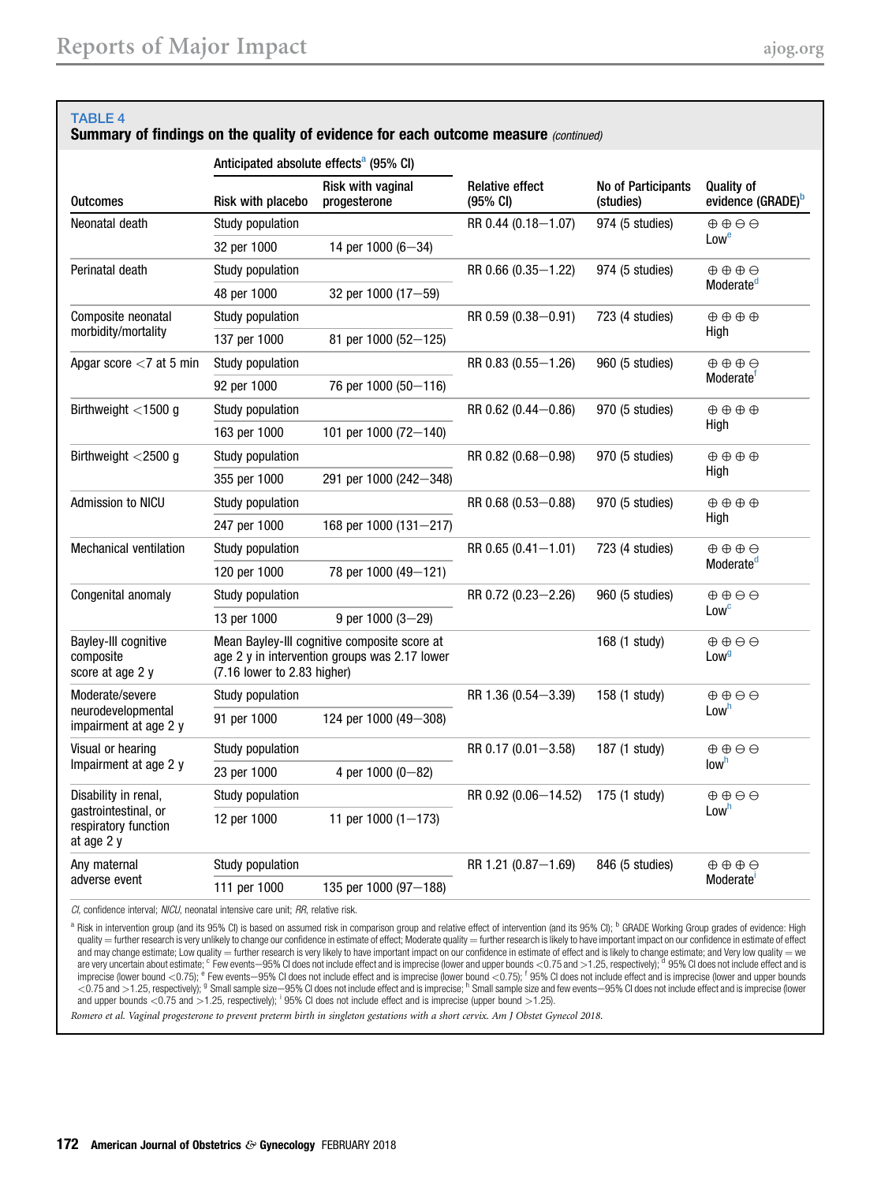**TABLE 4**

**Summary of findings on the quality of evidence for each outcome measure** *(continued)*

| Outcomes | Anticipated absolute effects[a] (95% CI) | | Relative effect (95% CI) | No of Participants (studies) | Quality of evidence (GRADE)[b] |
|---|---|---|---|---|---|
| | Risk with placebo | Risk with vaginal progesterone | | | |
| Neonatal death | Study population | | RR 0.44 (0.18–1.07) | 974 (5 studies) | ⊕⊕⊖⊖ Low[e] |
| | 32 per 1000 | 14 per 1000 (6–34) | | | |
| Perinatal death | Study population | | RR 0.66 (0.35–1.22) | 974 (5 studies) | ⊕⊕⊕⊖ Moderate[d] |
| | 48 per 1000 | 32 per 1000 (17–59) | | | |
| Composite neonatal morbidity/mortality | Study population | | RR 0.59 (0.38–0.91) | 723 (4 studies) | ⊕⊕⊕⊕ High |
| | 137 per 1000 | 81 per 1000 (52–125) | | | |
| Apgar score <7 at 5 min | Study population | | RR 0.83 (0.55–1.26) | 960 (5 studies) | ⊕⊕⊕⊖ Moderate[f] |
| | 92 per 1000 | 76 per 1000 (50–116) | | | |
| Birthweight <1500 g | Study population | | RR 0.62 (0.44–0.86) | 970 (5 studies) | ⊕⊕⊕⊕ High |
| | 163 per 1000 | 101 per 1000 (72–140) | | | |
| Birthweight <2500 g | Study population | | RR 0.82 (0.68–0.98) | 970 (5 studies) | ⊕⊕⊕⊕ High |
| | 355 per 1000 | 291 per 1000 (242–348) | | | |
| Admission to NICU | Study population | | RR 0.68 (0.53–0.88) | 970 (5 studies) | ⊕⊕⊕⊕ High |
| | 247 per 1000 | 168 per 1000 (131–217) | | | |
| Mechanical ventilation | Study population | | RR 0.65 (0.41–1.01) | 723 (4 studies) | ⊕⊕⊕⊖ Moderate[d] |
| | 120 per 1000 | 78 per 1000 (49–121) | | | |
| Congenital anomaly | Study population | | RR 0.72 (0.23–2.26) | 960 (5 studies) | ⊕⊕⊖⊖ Low[c] |
| | 13 per 1000 | 9 per 1000 (3–29) | | | |
| Bayley-III cognitive composite score at age 2 y | Mean Bayley-III cognitive composite score at age 2 y in intervention groups was 2.17 lower (7.16 lower to 2.83 higher) | | | 168 (1 study) | ⊕⊕⊖⊖ Low[g] |
| Moderate/severe neurodevelopmental impairment at age 2 y | Study population | | RR 1.36 (0.54–3.39) | 158 (1 study) | ⊕⊕⊖⊖ Low[h] |
| | 91 per 1000 | 124 per 1000 (49–308) | | | |
| Visual or hearing Impairment at age 2 y | Study population | | RR 0.17 (0.01–3.58) | 187 (1 study) | ⊕⊕⊖⊖ low[h] |
| | 23 per 1000 | 4 per 1000 (0–82) | | | |
| Disability in renal, gastrointestinal, or respiratory function at age 2 y | Study population | | RR 0.92 (0.06–14.52) | 175 (1 study) | ⊕⊕⊖⊖ Low[h] |
| | 12 per 1000 | 11 per 1000 (1–173) | | | |
| Any maternal adverse event | Study population | | RR 1.21 (0.87–1.69) | 846 (5 studies) | ⊕⊕⊕⊖ Moderate[i] |
| | 111 per 1000 | 135 per 1000 (97–188) | | | |

*CI*, confidence interval; *NICU*, neonatal intensive care unit; *RR*, relative risk.

[a] Risk in intervention group (and its 95% CI) is based on assumed risk in comparison group and relative effect of intervention (and its 95% CI); [b] GRADE Working Group grades of evidence: High quality = further research is very unlikely to change our confidence in estimate of effect; Moderate quality = further research is likely to have important impact on our confidence in estimate of effect and may change estimate; Low quality = further research is very likely to have important impact on our confidence in estimate of effect and is likely to change estimate; and Very low quality = we are very uncertain about estimate; [c] Few events—95% CI does not include effect and is imprecise (lower and upper bounds <0.75 and >1.25, respectively); [d] 95% CI does not include effect and is imprecise (lower bound <0.75); [e] Few events—95% CI does not include effect and is imprecise (lower bound <0.75); [f] 95% CI does not include effect and is imprecise (lower and upper bounds <0.75 and >1.25, respectively); [g] Small sample size—95% CI does not include effect and is imprecise; [h] Small sample size and few events—95% CI does not include effect and is imprecise (lower and upper bounds <0.75 and >1.25, respectively); [i] 95% CI does not include effect and is imprecise (upper bound >1.25).

*Romero et al. Vaginal progesterone to prevent preterm birth in singleton gestations with a short cervix. Am J Obstet Gynecol 2018.*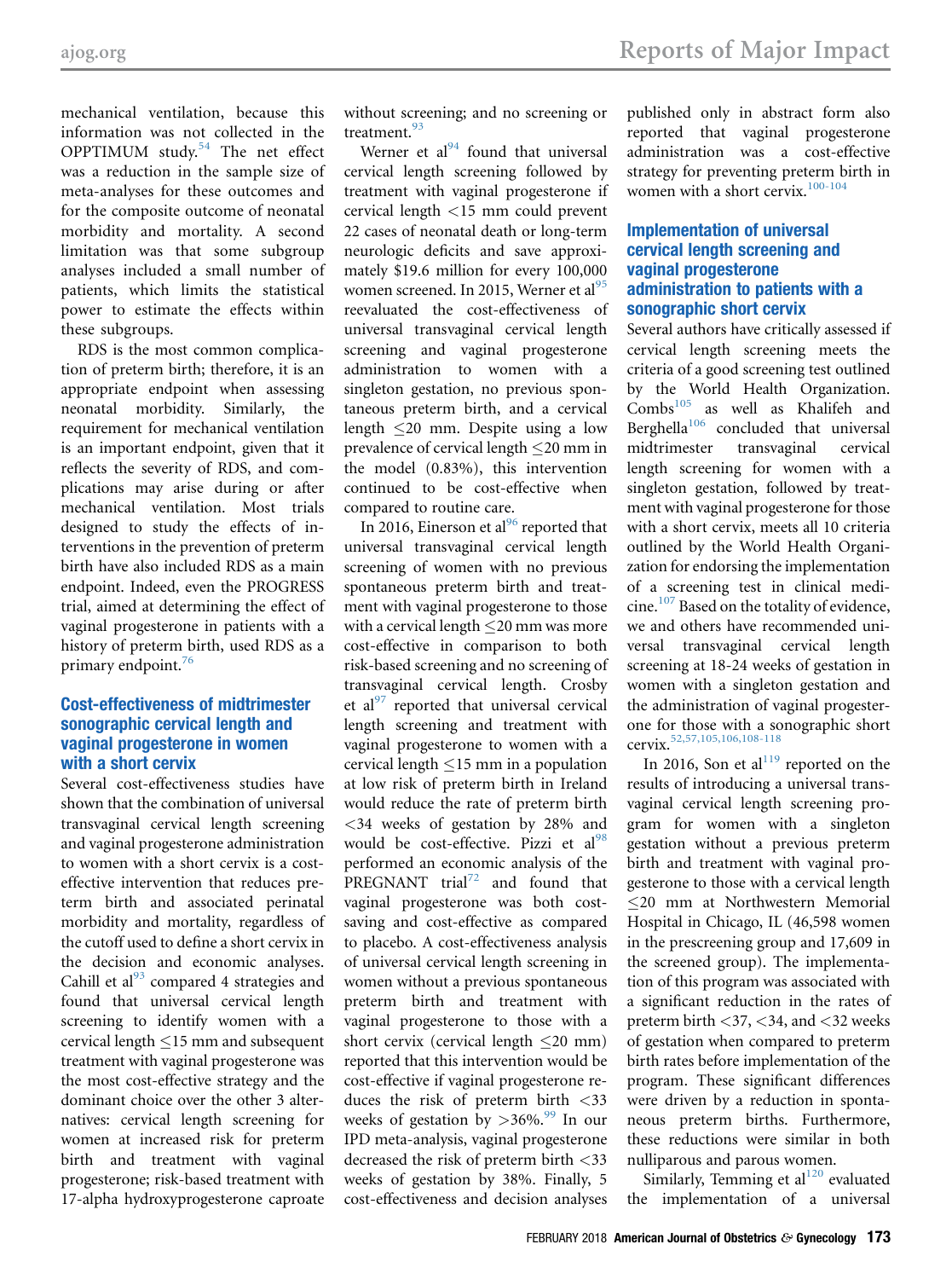mechanical ventilation, because this information was not collected in the OPPTIMUM study.[54] The net effect was a reduction in the sample size of meta-analyses for these outcomes and for the composite outcome of neonatal morbidity and mortality. A second limitation was that some subgroup analyses included a small number of patients, which limits the statistical power to estimate the effects within these subgroups.

RDS is the most common complication of preterm birth; therefore, it is an appropriate endpoint when assessing neonatal morbidity. Similarly, the requirement for mechanical ventilation is an important endpoint, given that it reflects the severity of RDS, and complications may arise during or after mechanical ventilation. Most trials designed to study the effects of interventions in the prevention of preterm birth have also included RDS as a main endpoint. Indeed, even the PROGRESS trial, aimed at determining the effect of vaginal progesterone in patients with a history of preterm birth, used RDS as a primary endpoint.[76]

## Cost-effectiveness of midtrimester sonographic cervical length and vaginal progesterone in women with a short cervix

Several cost-effectiveness studies have shown that the combination of universal transvaginal cervical length screening and vaginal progesterone administration to women with a short cervix is a cost-effective intervention that reduces preterm birth and associated perinatal morbidity and mortality, regardless of the cutoff used to define a short cervix in the decision and economic analyses. Cahill et al[93] compared 4 strategies and found that universal cervical length screening to identify women with a cervical length ≤15 mm and subsequent treatment with vaginal progesterone was the most cost-effective strategy and the dominant choice over the other 3 alternatives: cervical length screening for women at increased risk for preterm birth and treatment with vaginal progesterone; risk-based treatment with 17-alpha hydroxyprogesterone caproate without screening; and no screening or treatment.[93]

Werner et al[94] found that universal cervical length screening followed by treatment with vaginal progesterone if cervical length <15 mm could prevent 22 cases of neonatal death or long-term neurologic deficits and save approximately $19.6 million for every 100,000 women screened. In 2015, Werner et al[95] reevaluated the cost-effectiveness of universal transvaginal cervical length screening and vaginal progesterone administration to women with a singleton gestation, no previous spontaneous preterm birth, and a cervical length ≤20 mm. Despite using a low prevalence of cervical length ≤20 mm in the model (0.83%), this intervention continued to be cost-effective when compared to routine care.

In 2016, Einerson et al[96] reported that universal transvaginal cervical length screening of women with no previous spontaneous preterm birth and treatment with vaginal progesterone to those with a cervical length ≤20 mm was more cost-effective in comparison to both risk-based screening and no screening of transvaginal cervical length. Crosby et al[97] reported that universal cervical length screening and treatment with vaginal progesterone to women with a cervical length ≤15 mm in a population at low risk of preterm birth in Ireland would reduce the rate of preterm birth <34 weeks of gestation by 28% and would be cost-effective. Pizzi et al[98] performed an economic analysis of the PREGNANT trial[72] and found that vaginal progesterone was both cost-saving and cost-effective as compared to placebo. A cost-effectiveness analysis of universal cervical length screening in women without a previous spontaneous preterm birth and treatment with vaginal progesterone to those with a short cervix (cervical length ≤20 mm) reported that this intervention would be cost-effective if vaginal progesterone reduces the risk of preterm birth <33 weeks of gestation by >36%.[99] In our IPD meta-analysis, vaginal progesterone decreased the risk of preterm birth <33 weeks of gestation by 38%. Finally, 5 cost-effectiveness and decision analyses published only in abstract form also reported that vaginal progesterone administration was a cost-effective strategy for preventing preterm birth in women with a short cervix.[100-104]

## Implementation of universal cervical length screening and vaginal progesterone administration to patients with a sonographic short cervix

Several authors have critically assessed if cervical length screening meets the criteria of a good screening test outlined by the World Health Organization. Combs[105] as well as Khalifeh and Berghella[106] concluded that universal midtrimester transvaginal cervical length screening for women with a singleton gestation, followed by treatment with vaginal progesterone for those with a short cervix, meets all 10 criteria outlined by the World Health Organization for endorsing the implementation of a screening test in clinical medicine.[107] Based on the totality of evidence, we and others have recommended universal transvaginal cervical length screening at 18-24 weeks of gestation in women with a singleton gestation and the administration of vaginal progesterone for those with a sonographic short cervix.[52,57,105,106,108-118]

In 2016, Son et al[119] reported on the results of introducing a universal transvaginal cervical length screening program for women with a singleton gestation without a previous preterm birth and treatment with vaginal progesterone to those with a cervical length ≤20 mm at Northwestern Memorial Hospital in Chicago, IL (46,598 women in the prescreening group and 17,609 in the screened group). The implementation of this program was associated with a significant reduction in the rates of preterm birth <37, <34, and <32 weeks of gestation when compared to preterm birth rates before implementation of the program. These significant differences were driven by a reduction in spontaneous preterm births. Furthermore, these reductions were similar in both nulliparous and parous women.

Similarly, Temming et al[120] evaluated the implementation of a universal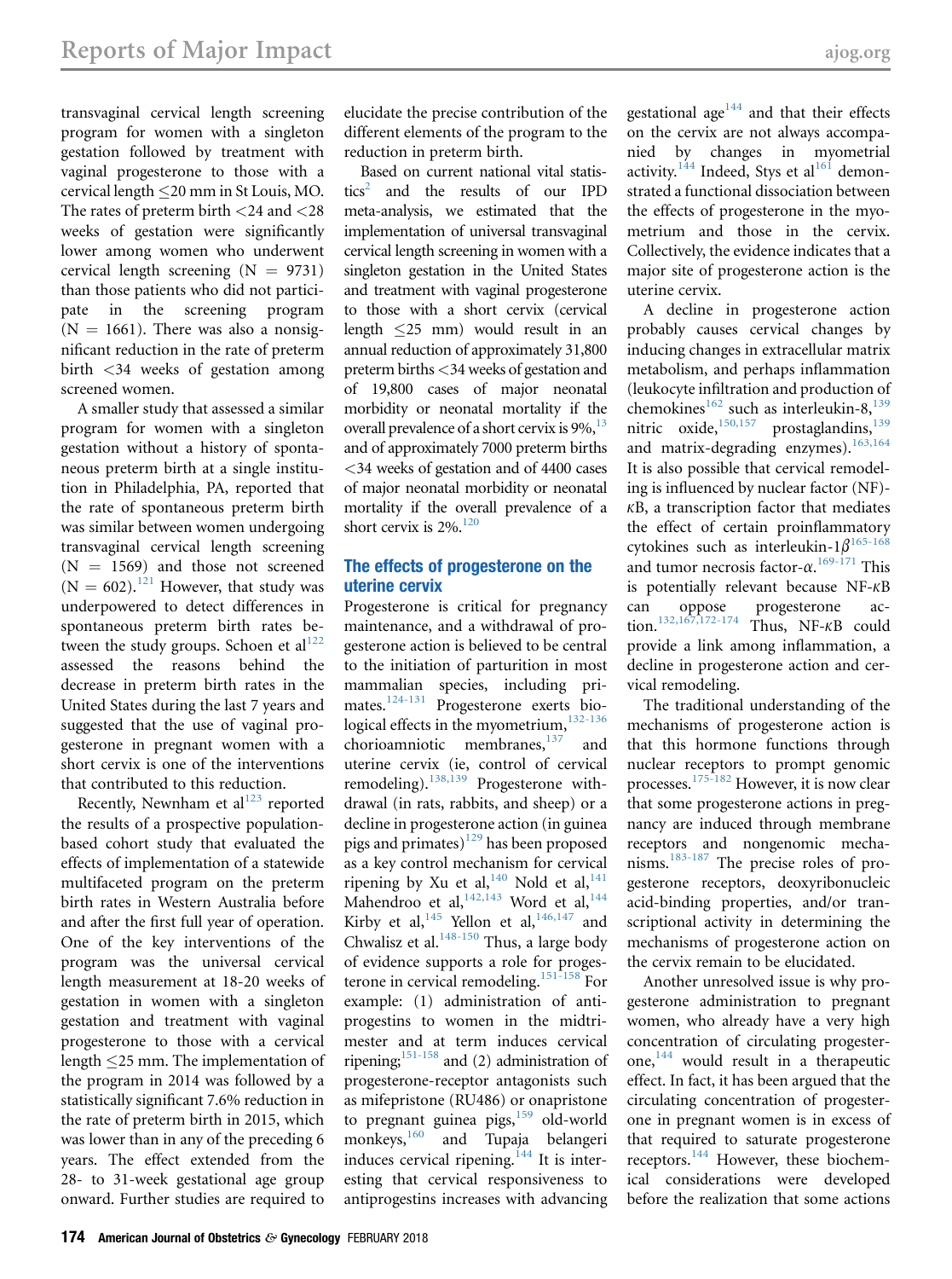transvaginal cervical length screening program for women with a singleton gestation followed by treatment with vaginal progesterone to those with a cervical length ≤20 mm in St Louis, MO. The rates of preterm birth <24 and <28 weeks of gestation were significantly lower among women who underwent cervical length screening (N = 9731) than those patients who did not participate in the screening program (N = 1661). There was also a nonsignificant reduction in the rate of preterm birth <34 weeks of gestation among screened women.

A smaller study that assessed a similar program for women with a singleton gestation without a history of spontaneous preterm birth at a single institution in Philadelphia, PA, reported that the rate of spontaneous preterm birth was similar between women undergoing transvaginal cervical length screening (N = 1569) and those not screened (N = 602).[121] However, that study was underpowered to detect differences in spontaneous preterm birth rates between the study groups. Schoen et al[122] assessed the reasons behind the decrease in preterm birth rates in the United States during the last 7 years and suggested that the use of vaginal progesterone in pregnant women with a short cervix is one of the interventions that contributed to this reduction.

Recently, Newnham et al[123] reported the results of a prospective population-based cohort study that evaluated the effects of implementation of a statewide multifaceted program on the preterm birth rates in Western Australia before and after the first full year of operation. One of the key interventions of the program was the universal cervical length measurement at 18-20 weeks of gestation in women with a singleton gestation and treatment with vaginal progesterone to those with a cervical length ≤25 mm. The implementation of the program in 2014 was followed by a statistically significant 7.6% reduction in the rate of preterm birth in 2015, which was lower than in any of the preceding 6 years. The effect extended from the 28- to 31-week gestational age group onward. Further studies are required to elucidate the precise contribution of the different elements of the program to the reduction in preterm birth.

Based on current national vital statistics[2] and the results of our IPD meta-analysis, we estimated that the implementation of universal transvaginal cervical length screening in women with a singleton gestation in the United States and treatment with vaginal progesterone to those with a short cervix (cervical length ≤25 mm) would result in an annual reduction of approximately 31,800 preterm births <34 weeks of gestation and of 19,800 cases of major neonatal morbidity or neonatal mortality if the overall prevalence of a short cervix is 9%,[13] and of approximately 7000 preterm births <34 weeks of gestation and of 4400 cases of major neonatal morbidity or neonatal mortality if the overall prevalence of a short cervix is 2%.[120]

## The effects of progesterone on the uterine cervix

Progesterone is critical for pregnancy maintenance, and a withdrawal of progesterone action is believed to be central to the initiation of parturition in most mammalian species, including primates.[124-131] Progesterone exerts biological effects in the myometrium,[132-136] chorioamniotic membranes,[137] and uterine cervix (ie, control of cervical remodeling).[138,139] Progesterone withdrawal (in rats, rabbits, and sheep) or a decline in progesterone action (in guinea pigs and primates)[129] has been proposed as a key control mechanism for cervical ripening by Xu et al,[140] Nold et al,[141] Mahendroo et al,[142,143] Word et al,[144] Kirby et al,[145] Yellon et al,[146,147] and Chwalisz et al.[148-150] Thus, a large body of evidence supports a role for progesterone in cervical remodeling.[151-158] For example: (1) administration of antiprogestins to women in the midtrimester and at term induces cervical ripening;[151-158] and (2) administration of progesterone-receptor antagonists such as mifepristone (RU486) or onapristone to pregnant guinea pigs,[159] old-world monkeys,[160] and Tupaja belangeri induces cervical ripening.[144] It is interesting that cervical responsiveness to antiprogestins increases with advancing gestational age[144] and that their effects on the cervix are not always accompanied by changes in myometrial activity.[144] Indeed, Stys et al[161] demonstrated a functional dissociation between the effects of progesterone in the myometrium and those in the cervix. Collectively, the evidence indicates that a major site of progesterone action is the uterine cervix.

A decline in progesterone action probably causes cervical changes by inducing changes in extracellular matrix metabolism, and perhaps inflammation (leukocyte infiltration and production of chemokines[162] such as interleukin-8,[139] nitric oxide,[150,157] prostaglandins,[139] and matrix-degrading enzymes).[163,164] It is also possible that cervical remodeling is influenced by nuclear factor (NF)-κB, a transcription factor that mediates the effect of certain proinflammatory cytokines such as interleukin-1$\beta$[165-168] and tumor necrosis factor-$\alpha$.[169-171] This is potentially relevant because NF-κB can oppose progesterone action.[132,167,172-174] Thus, NF-κB could provide a link among inflammation, a decline in progesterone action and cervical remodeling.

The traditional understanding of the mechanisms of progesterone action is that this hormone functions through nuclear receptors to prompt genomic processes.[175-182] However, it is now clear that some progesterone actions in pregnancy are induced through membrane receptors and nongenomic mechanisms.[183-187] The precise roles of progesterone receptors, deoxyribonucleic acid-binding properties, and/or transcriptional activity in determining the mechanisms of progesterone action on the cervix remain to be elucidated.

Another unresolved issue is why progesterone administration to pregnant women, who already have a very high concentration of circulating progesterone,[144] would result in a therapeutic effect. In fact, it has been argued that the circulating concentration of progesterone in pregnant women is in excess of that required to saturate progesterone receptors.[144] However, these biochemical considerations were developed before the realization that some actions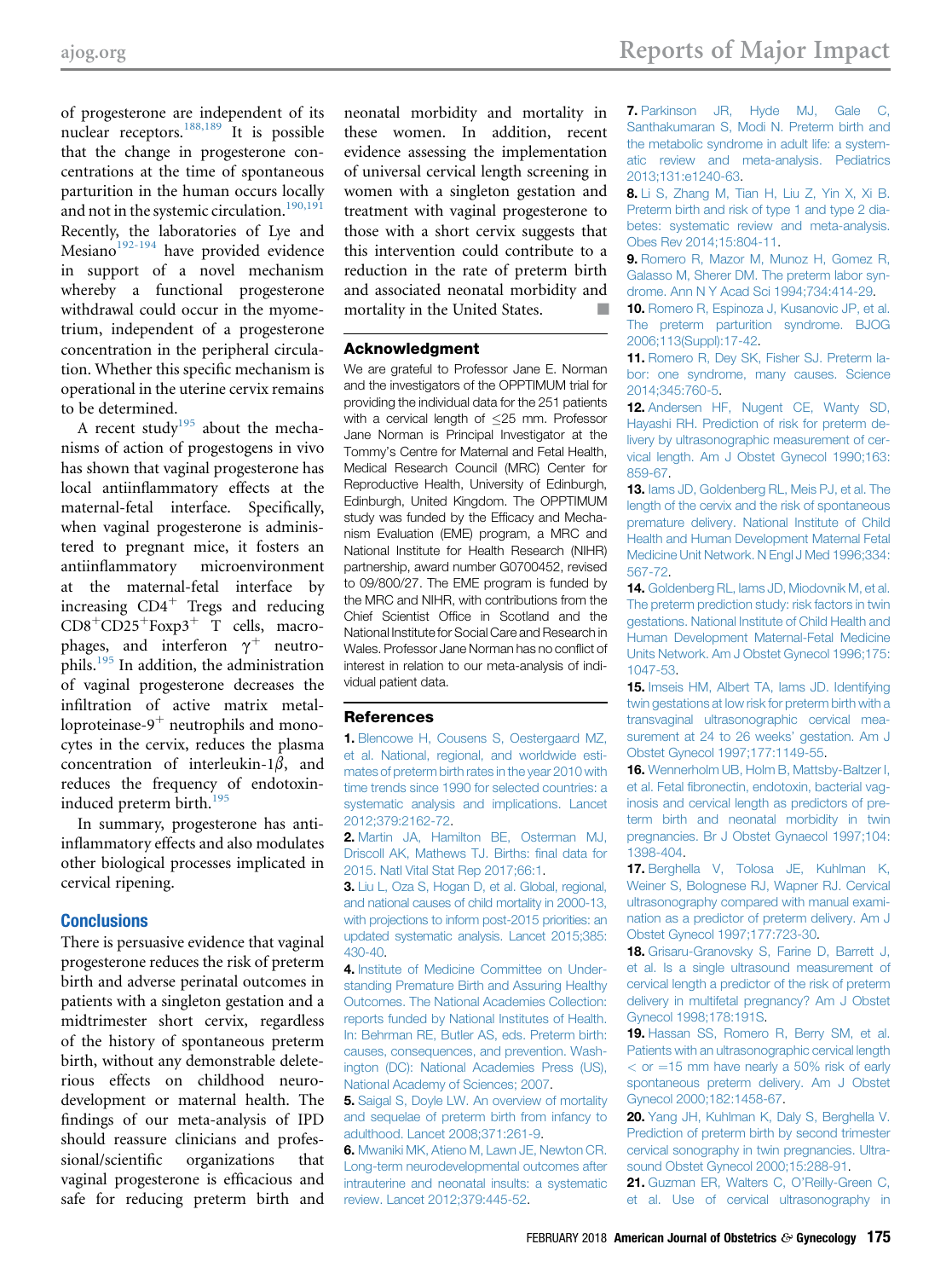of progesterone are independent of its nuclear receptors.[188,189] It is possible that the change in progesterone concentrations at the time of spontaneous parturition in the human occurs locally and not in the systemic circulation.[190,191] Recently, the laboratories of Lye and Mesiano[192-194] have provided evidence in support of a novel mechanism whereby a functional progesterone withdrawal could occur in the myometrium, independent of a progesterone concentration in the peripheral circulation. Whether this specific mechanism is operational in the uterine cervix remains to be determined.

A recent study[195] about the mechanisms of action of progestogens in vivo has shown that vaginal progesterone has local antiinflammatory effects at the maternal-fetal interface. Specifically, when vaginal progesterone is administered to pregnant mice, it fosters an antiinflammatory microenvironment at the maternal-fetal interface by increasing $CD4^+$ Tregs and reducing $CD8^+CD25^+Foxp3^+$ T cells, macrophages, and interferon $\gamma^+$ neutrophils.[195] In addition, the administration of vaginal progesterone decreases the infiltration of active matrix metalloproteinase-$9^+$ neutrophils and monocytes in the cervix, reduces the plasma concentration of interleukin-1$\beta$, and reduces the frequency of endotoxin-induced preterm birth.[195]

In summary, progesterone has antiinflammatory effects and also modulates other biological processes implicated in cervical ripening.

## Conclusions

There is persuasive evidence that vaginal progesterone reduces the risk of preterm birth and adverse perinatal outcomes in patients with a singleton gestation and a midtrimester short cervix, regardless of the history of spontaneous preterm birth, without any demonstrable deleterious effects on childhood neurodevelopment or maternal health. The findings of our meta-analysis of IPD should reassure clinicians and professional/scientific organizations that vaginal progesterone is efficacious and safe for reducing preterm birth and neonatal morbidity and mortality in these women. In addition, recent evidence assessing the implementation of universal cervical length screening in women with a singleton gestation and treatment with vaginal progesterone to those with a short cervix suggests that this intervention could contribute to a reduction in the rate of preterm birth and associated neonatal morbidity and mortality in the United States. ■

## Acknowledgment

We are grateful to Professor Jane E. Norman and the investigators of the OPPTIMUM trial for providing the individual data for the 251 patients with a cervical length of ≤25 mm. Professor Jane Norman is Principal Investigator at the Tommy's Centre for Maternal and Fetal Health, Medical Research Council (MRC) Center for Reproductive Health, University of Edinburgh, Edinburgh, United Kingdom. The OPPTIMUM study was funded by the Efficacy and Mechanism Evaluation (EME) program, a MRC and National Institute for Health Research (NIHR) partnership, award number G0700452, revised to 09/800/27. The EME program is funded by the MRC and NIHR, with contributions from the Chief Scientist Office in Scotland and the National Institute for Social Care and Research in Wales. Professor Jane Norman has no conflict of interest in relation to our meta-analysis of individual patient data.

## References

**1.** Blencowe H, Cousens S, Oestergaard MZ, et al. National, regional, and worldwide estimates of preterm birth rates in the year 2010 with time trends since 1990 for selected countries: a systematic analysis and implications. Lancet 2012;379:2162-72.

**2.** Martin JA, Hamilton BE, Osterman MJ, Driscoll AK, Mathews TJ. Births: final data for 2015. Natl Vital Stat Rep 2017;66:1.

**3.** Liu L, Oza S, Hogan D, et al. Global, regional, and national causes of child mortality in 2000-13, with projections to inform post-2015 priorities: an updated systematic analysis. Lancet 2015;385: 430-40.

**4.** Institute of Medicine Committee on Understanding Premature Birth and Assuring Healthy Outcomes. The National Academies Collection: reports funded by National Institutes of Health. In: Behrman RE, Butler AS, eds. Preterm birth: causes, consequences, and prevention. Washington (DC): National Academies Press (US), National Academy of Sciences; 2007.

**5.** Saigal S, Doyle LW. An overview of mortality and sequelae of preterm birth from infancy to adulthood. Lancet 2008;371:261-9.

**6.** Mwaniki MK, Atieno M, Lawn JE, Newton CR. Long-term neurodevelopmental outcomes after intrauterine and neonatal insults: a systematic review. Lancet 2012;379:445-52.

**7.** Parkinson JR, Hyde MJ, Gale C, Santhakumaran S, Modi N. Preterm birth and the metabolic syndrome in adult life: a systematic review and meta-analysis. Pediatrics 2013;131:e1240-63.

**8.** Li S, Zhang M, Tian H, Liu Z, Yin X, Xi B. Preterm birth and risk of type 1 and type 2 diabetes: systematic review and meta-analysis. Obes Rev 2014;15:804-11.

**9.** Romero R, Mazor M, Munoz H, Gomez R, Galasso M, Sherer DM. The preterm labor syndrome. Ann N Y Acad Sci 1994;734:414-29.

**10.** Romero R, Espinoza J, Kusanovic JP, et al. The preterm parturition syndrome. BJOG 2006;113(Suppl):17-42.

**11.** Romero R, Dey SK, Fisher SJ. Preterm labor: one syndrome, many causes. Science 2014;345:760-5.

**12.** Andersen HF, Nugent CE, Wanty SD, Hayashi RH. Prediction of risk for preterm delivery by ultrasonographic measurement of cervical length. Am J Obstet Gynecol 1990;163: 859-67.

**13.** Iams JD, Goldenberg RL, Meis PJ, et al. The length of the cervix and the risk of spontaneous premature delivery. National Institute of Child Health and Human Development Maternal Fetal Medicine Unit Network. N Engl J Med 1996;334: 567-72.

**14.** Goldenberg RL, Iams JD, Miodovnik M, et al. The preterm prediction study: risk factors in twin gestations. National Institute of Child Health and Human Development Maternal-Fetal Medicine Units Network. Am J Obstet Gynecol 1996;175: 1047-53.

**15.** Imseis HM, Albert TA, Iams JD. Identifying twin gestations at low risk for preterm birth with a transvaginal ultrasonographic cervical measurement at 24 to 26 weeks' gestation. Am J Obstet Gynecol 1997;177:1149-55.

**16.** Wennerholm UB, Holm B, Mattsby-Baltzer I, et al. Fetal fibronectin, endotoxin, bacterial vaginosis and cervical length as predictors of preterm birth and neonatal morbidity in twin pregnancies. Br J Obstet Gynaecol 1997;104: 1398-404.

**17.** Berghella V, Tolosa JE, Kuhlman K, Weiner S, Bolognese RJ, Wapner RJ. Cervical ultrasonography compared with manual examination as a predictor of preterm delivery. Am J Obstet Gynecol 1997;177:723-30.

**18.** Grisaru-Granovsky S, Farine D, Barrett J, et al. Is a single ultrasound measurement of cervical length a predictor of the risk of preterm delivery in multifetal pregnancy? Am J Obstet Gynecol 1998;178:191S.

**19.** Hassan SS, Romero R, Berry SM, et al. Patients with an ultrasonographic cervical length < or =15 mm have nearly a 50% risk of early spontaneous preterm delivery. Am J Obstet Gynecol 2000;182:1458-67.

**20.** Yang JH, Kuhlman K, Daly S, Berghella V. Prediction of preterm birth by second trimester cervical sonography in twin pregnancies. Ultrasound Obstet Gynecol 2000;15:288-91.

**21.** Guzman ER, Walters C, O'Reilly-Green C, et al. Use of cervical ultrasonography in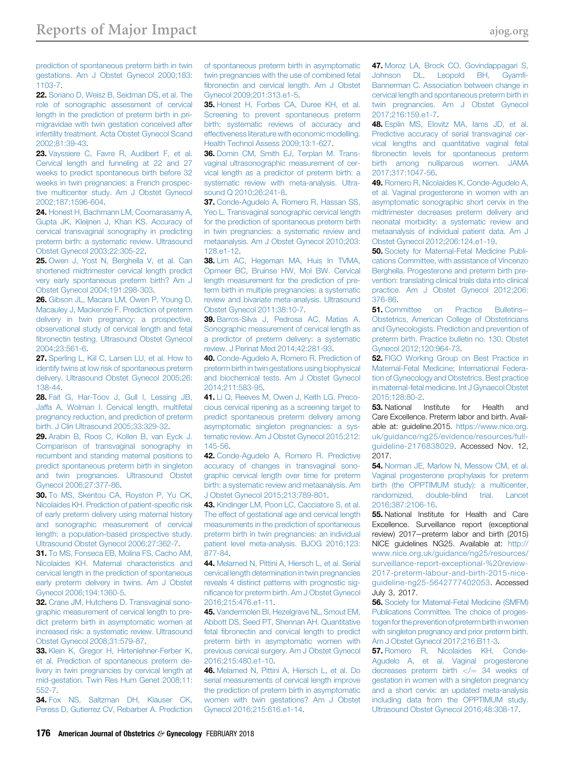prediction of spontaneous preterm birth in twin gestations. Am J Obstet Gynecol 2000;183: 1103-7.

**22.** Soriano D, Weisz B, Seidman DS, et al. The role of sonographic assessment of cervical length in the prediction of preterm birth in primigravidae with twin gestation conceived after infertility treatment. Acta Obstet Gynecol Scand 2002;81:39-43.

**23.** Vayssiere C, Favre R, Audibert F, et al. Cervical length and funneling at 22 and 27 weeks to predict spontaneous birth before 32 weeks in twin pregnancies: a French prospective multicenter study. Am J Obstet Gynecol 2002;187:1596-604.

**24.** Honest H, Bachmann LM, Coomarasamy A, Gupta JK, Kleijnen J, Khan KS. Accuracy of cervical transvaginal sonography in predicting preterm birth: a systematic review. Ultrasound Obstet Gynecol 2003;22:305-22.

**25.** Owen J, Yost N, Berghella V, et al. Can shortened midtrimester cervical length predict very early spontaneous preterm birth? Am J Obstet Gynecol 2004;191:298-303.

**26.** Gibson JL, Macara LM, Owen P, Young D, Macauley J, Mackenzie F. Prediction of preterm delivery in twin pregnancy: a prospective, observational study of cervical length and fetal fibronectin testing. Ultrasound Obstet Gynecol 2004;23:561-6.

**27.** Sperling L, Kiil C, Larsen LU, et al. How to identify twins at low risk of spontaneous preterm delivery. Ultrasound Obstet Gynecol 2005;26: 138-44.

**28.** Fait G, Har-Toov J, Gull I, Lessing JB, Jaffa A, Wolman I. Cervical length, multifetal pregnancy reduction, and prediction of preterm birth. J Clin Ultrasound 2005;33:329-32.

**29.** Arabin B, Roos C, Kollen B, van Eyck J. Comparison of transvaginal sonography in recumbent and standing maternal positions to predict spontaneous preterm birth in singleton and twin pregnancies. Ultrasound Obstet Gynecol 2006;27:377-86.

**30.** To MS, Skentou CA, Royston P, Yu CK, Nicolaides KH. Prediction of patient-specific risk of early preterm delivery using maternal history and sonographic measurement of cervical length: a population-based prospective study. Ultrasound Obstet Gynecol 2006;27:362-7.

**31.** To MS, Fonseca EB, Molina FS, Cacho AM, Nicolaides KH. Maternal characteristics and cervical length in the prediction of spontaneous early preterm delivery in twins. Am J Obstet Gynecol 2006;194:1360-5.

**32.** Crane JM, Hutchens D. Transvaginal sonographic measurement of cervical length to predict preterm birth in asymptomatic women at increased risk: a systematic review. Ultrasound Obstet Gynecol 2008;31:579-87.

**33.** Klein K, Gregor H, Hirtenlehner-Ferber K, et al. Prediction of spontaneous preterm delivery in twin pregnancies by cervical length at mid-gestation. Twin Res Hum Genet 2008;11: 552-7.

**34.** Fox NS, Saltzman DH, Klauser CK, Peress D, Gutierrez CV, Rebarber A. Prediction of spontaneous preterm birth in asymptomatic twin pregnancies with the use of combined fetal fibronectin and cervical length. Am J Obstet Gynecol 2009;201:313.e1-5.

**35.** Honest H, Forbes CA, Duree KH, et al. Screening to prevent spontaneous preterm birth: systematic reviews of accuracy and effectiveness literature with economic modelling. Health Technol Assess 2009;13:1-627.

**36.** Domin CM, Smith EJ, Terplan M. Transvaginal ultrasonographic measurement of cervical length as a predictor of preterm birth: a systematic review with meta-analysis. Ultrasound Q 2010;26:241-8.

**37.** Conde-Agudelo A, Romero R, Hassan SS, Yeo L. Transvaginal sonographic cervical length for the prediction of spontaneous preterm birth in twin pregnancies: a systematic review and metaanalysis. Am J Obstet Gynecol 2010;203: 128.e1-12.

**38.** Lim AC, Hegeman MA, Huis In TVMA, Opmeer BC, Bruinse HW, Mol BW. Cervical length measurement for the prediction of preterm birth in multiple pregnancies: a systematic review and bivariate meta-analysis. Ultrasound Obstet Gynecol 2011;38:10-7.

**39.** Barros-Silva J, Pedrosa AC, Matias A. Sonographic measurement of cervical length as a predictor of preterm delivery: a systematic review. J Perinat Med 2014;42:281-93.

**40.** Conde-Agudelo A, Romero R. Prediction of preterm birth in twin gestations using biophysical and biochemical tests. Am J Obstet Gynecol 2014;211:583-95.

**41.** Li Q, Reeves M, Owen J, Keith LG. Precocious cervical ripening as a screening target to predict spontaneous preterm delivery among asymptomatic singleton pregnancies: a systematic review. Am J Obstet Gynecol 2015;212: 145-56.

**42.** Conde-Agudelo A, Romero R. Predictive accuracy of changes in transvaginal sonographic cervical length over time for preterm birth: a systematic review and metaanalysis. Am J Obstet Gynecol 2015;213:789-801.

**43.** Kindinger LM, Poon LC, Cacciatore S, et al. The effect of gestational age and cervical length measurements in the prediction of spontaneous preterm birth in twin pregnancies: an individual patient level meta-analysis. BJOG 2016;123: 877-84.

**44.** Melamed N, Pittini A, Hiersch L, et al. Serial cervical length determination in twin pregnancies reveals 4 distinct patterns with prognostic significance for preterm birth. Am J Obstet Gynecol 2016;215:476.e1-11.

**45.** Vandermolen BI, Hezelgrave NL, Smout EM, Abbott DS, Seed PT, Shennan AH. Quantitative fetal fibronectin and cervical length to predict preterm birth in asymptomatic women with previous cervical surgery. Am J Obstet Gynecol 2016;215:480.e1-10.

**46.** Melamed N, Pittini A, Hiersch L, et al. Do serial measurements of cervical length improve the prediction of preterm birth in asymptomatic women with twin gestations? Am J Obstet Gynecol 2016;215:616.e1-14.

**47.** Moroz LA, Brock CO, Govindappagari S, Johnson DL, Leopold BH, Gyamfi-Bannerman C. Association between change in cervical length and spontaneous preterm birth in twin pregnancies. Am J Obstet Gynecol 2017;216:159.e1-7.

**48.** Esplin MS, Elovitz MA, Iams JD, et al. Predictive accuracy of serial transvaginal cervical lengths and quantitative vaginal fetal fibronectin levels for spontaneous preterm birth among nulliparous women. JAMA 2017;317:1047-56.

**49.** Romero R, Nicolaides K, Conde-Agudelo A, et al. Vaginal progesterone in women with an asymptomatic sonographic short cervix in the midtrimester decreases preterm delivery and neonatal morbidity: a systematic review and metaanalysis of individual patient data. Am J Obstet Gynecol 2012;206:124.e1-19.

**50.** Society for Maternal-Fetal Medicine Publications Committee, with assistance of Vincenzo Berghella. Progesterone and preterm birth prevention: translating clinical trials data into clinical practice. Am J Obstet Gynecol 2012;206: 376-86.

**51.** Committee on Practice Bulletins—Obstetrics, American College of Obstetricians and Gynecologists. Prediction and prevention of preterm birth. Practice bulletin no. 130. Obstet Gynecol 2012;120:964-73.

**52.** FIGO Working Group on Best Practice in Maternal-Fetal Medicine; International Federation of Gynecology and Obstetrics. Best practice in maternal-fetal medicine. Int J Gynaecol Obstet 2015;128:80-2.

**53.** National Institute for Health and Care Excellence. Preterm labor and birth. Available at: guideline.2015. https://www.nice.org.uk/guidance/ng25/evidence/resources/full-guideline-2176838029. Accessed Nov. 12, 2017.

**54.** Norman JE, Marlow N, Messow CM, et al. Vaginal progesterone prophylaxis for preterm birth (the OPPTIMUM study): a multicenter, randomized, double-blind trial. Lancet 2016;387:2106-16.

**55.** National Institute for Health and Care Excellence. Surveillance report (exceptional review) 2017—preterm labor and birth (2015) NICE guidelines NG25. Available at: http://www.nice.org.uk/guidance/ng25/resources/surveillance-report-exceptional-%20review-2017-preterm-labour-and-birth-2015-nice-guideline-ng25-5642777402053. Accessed July 3, 2017.

**56.** Society for Maternal-Fetal Medicine (SMFM) Publications Committee. The choice of progestogen for the prevention of preterm birth in women with singleton pregnancy and prior preterm birth. Am J Obstet Gynecol 2017;216:B11-3.

**57.** Romero R, Nicolaides KH, Conde-Agudelo A, et al. Vaginal progesterone decreases preterm birth </= 34 weeks of gestation in women with a singleton pregnancy and a short cervix: an updated meta-analysis including data from the OPPTIMUM study. Ultrasound Obstet Gynecol 2016;48:308-17.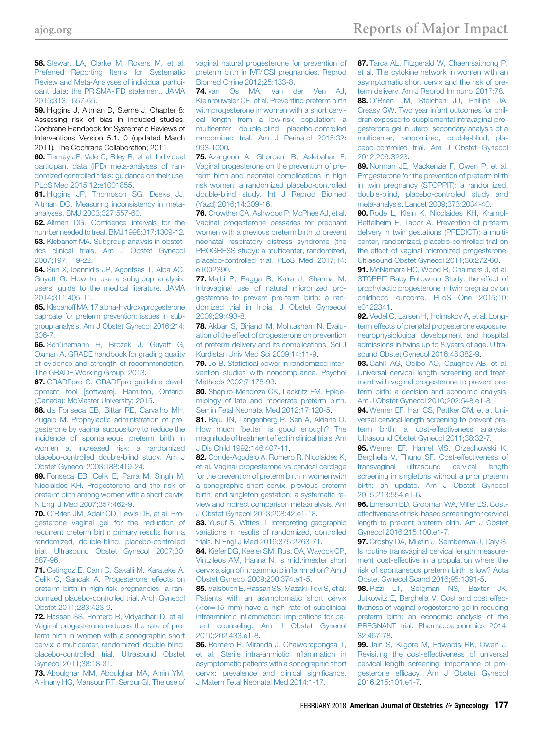58. Stewart LA, Clarke M, Rovers M, et al. Preferred Reporting Items for Systematic Review and Meta-Analyses of individual participant data: the PRISMA-IPD statement. JAMA 2015;313:1657-65.

59. Higgins J, Altman D, Sterne J. Chapter 8: Assessing risk of bias in included studies. Cochrane Handbook for Systematic Reviews of Interventions Version 5.1. 0 (updated March 2011). The Cochrane Collaboration; 2011.

60. Tierney JF, Vale C, Riley R, et al. Individual participant data (IPD) meta-analyses of randomized controlled trials: guidance on their use. PLoS Med 2015;12:e1001855.

61. Higgins JP, Thompson SG, Deeks JJ, Altman DG. Measuring inconsistency in meta-analyses. BMJ 2003;327:557-60.

62. Altman DG. Confidence intervals for the number needed to treat. BMJ 1998;317:1309-12.

63. Klebanoff MA. Subgroup analysis in obstetrics clinical trials. Am J Obstet Gynecol 2007;197:119-22.

64. Sun X, Ioannidis JP, Agoritsas T, Alba AC, Guyatt G. How to use a subgroup analysis: users' guide to the medical literature. JAMA 2014;311:405-11.

65. Klebanoff MA. 17 alpha-Hydroxyprogesterone caproate for preterm prevention: issues in subgroup analysis. Am J Obstet Gynecol 2016;214:306-7.

66. Schünemann H, Brozek J, Guyatt G, Oxman A. GRADE handbook for grading quality of evidence and strength of recommendation. The GRADE Working Group; 2013.

67. GRADEpro G. GRADEpro guideline development tool [software]. Hamilton, Ontario, (Canada): McMaster University; 2015.

68. da Fonseca EB, Bittar RE, Carvalho MH, Zugaib M. Prophylactic administration of progesterone by vaginal suppository to reduce the incidence of spontaneous preterm birth in women at increased risk: a randomized placebo-controlled double-blind study. Am J Obstet Gynecol 2003;188:419-24.

69. Fonseca EB, Celik E, Parra M, Singh M, Nicolaides KH. Progesterone and the risk of preterm birth among women with a short cervix. N Engl J Med 2007;357:462-9.

70. O'Brien JM, Adair CD, Lewis DF, et al. Progesterone vaginal gel for the reduction of recurrent preterm birth: primary results from a randomized, double-blind, placebo-controlled trial. Ultrasound Obstet Gynecol 2007;30:687-96.

71. Cetingoz E, Cam C, Sakalli M, Karateke A, Celik C, Sancak A. Progesterone effects on preterm birth in high-risk pregnancies: a randomized placebo-controlled trial. Arch Gynecol Obstet 2011;283:423-9.

72. Hassan SS, Romero R, Vidyadhari D, et al. Vaginal progesterone reduces the rate of preterm birth in women with a sonographic short cervix: a multicenter, randomized, double-blind, placebo-controlled trial. Ultrasound Obstet Gynecol 2011;38:18-31.

73. Aboulghar MM, Aboulghar MA, Amin YM, Al-Inany HG, Mansour RT, Serour GI. The use of vaginal natural progesterone for prevention of preterm birth in IVF/ICSI pregnancies. Reprod Biomed Online 2012;25:133-8.

74. van Os MA, van der Ven AJ, Kleinrouweler CE, et al. Preventing preterm birth with progesterone in women with a short cervical length from a low-risk population: a multicenter double-blind placebo-controlled randomized trial. Am J Perinatol 2015;32:993-1000.

75. Azargoon A, Ghorbani R, Aslebahar F. Vaginal progesterone on the prevention of preterm birth and neonatal complications in high risk women: a randomized placebo-controlled double-blind study. Int J Reprod Biomed (Yazd) 2016;14:309-16.

76. Crowther CA, Ashwood P, McPhee AJ, et al. Vaginal progesterone pessaries for pregnant women with a previous preterm birth to prevent neonatal respiratory distress syndrome (the PROGRESS study): a multicenter, randomized, placebo-controlled trial. PLoS Med 2017;14:e1002390.

77. Majhi P, Bagga R, Kalra J, Sharma M. Intravaginal use of natural micronized progesterone to prevent pre-term birth: a randomized trial in India. J Obstet Gynaecol 2009;29:493-8.

78. Akbari S, Birjandi M, Mohtasham N. Evaluation of the effect of progesterone on prevention of preterm delivery and its complications. Sci J Kurdistan Univ Med Sci 2009;14:11-9.

79. Jo B. Statistical power in randomized intervention studies with noncompliance. Psychol Methods 2002;7:178-93.

80. Shapiro-Mendoza CK, Lackritz EM. Epidemiology of late and moderate preterm birth. Semin Fetal Neonatal Med 2012;17:120-5.

81. Raju TN, Langenberg P, Sen A, Aldana O. How much 'better' is good enough? The magnitude of treatment effect in clinical trials. Am J Dis Child 1992;146:407-11.

82. Conde-Agudelo A, Romero R, Nicolaides K, et al. Vaginal progesterone vs cervical cerclage for the prevention of preterm birth in women with a sonographic short cervix, previous preterm birth, and singleton gestation: a systematic review and indirect comparison metaanalysis. Am J Obstet Gynecol 2013;208:42.e1-18.

83. Yusuf S, Wittes J. Interpreting geographic variations in results of randomized, controlled trials. N Engl J Med 2016;375:2263-71.

84. Kiefer DG, Keeler SM, Rust OA, Wayock CP, Vintzileos AM, Hanna N. Is midtrimester short cervix a sign of intraamniotic inflammation? Am J Obstet Gynecol 2009;200:374.e1-5.

85. Vaisbuch E, Hassan SS, Mazaki-Tovi S, et al. Patients with an asymptomatic short cervix (<or=15 mm) have a high rate of subclinical intraamniotic inflammation: implications for patient counseling. Am J Obstet Gynecol 2010;202:433.e1-8.

86. Romero R, Miranda J, Chaiworapongsa T, et al. Sterile intra-amniotic inflammation in asymptomatic patients with a sonographic short cervix: prevalence and clinical significance. J Matern Fetal Neonatal Med 2014:1-17.

87. Tarca AL, Fitzgerald W, Chaemsaithong P, et al. The cytokine network in women with an asymptomatic short cervix and the risk of preterm delivery. Am J Reprod Immunol 2017;78.

88. O'Brien JM, Steichen JJ, Phillips JA, Creasy GW. Two year infant outcomes for children exposed to supplemental intravaginal progesterone gel in utero: secondary analysis of a multicenter, randomized, double-blind, placebo-controlled trial. Am J Obstet Gynecol 2012;206:S223.

89. Norman JE, Mackenzie F, Owen P, et al. Progesterone for the prevention of preterm birth in twin pregnancy (STOPPIT): a randomized, double-blind, placebo-controlled study and meta-analysis. Lancet 2009;373:2034-40.

90. Rode L, Klein K, Nicolaides KH, Krampl-Bettelheim E, Tabor A. Prevention of preterm delivery in twin gestations (PREDICT): a multicenter, randomized, placebo-controlled trial on the effect of vaginal micronized progesterone. Ultrasound Obstet Gynecol 2011;38:272-80.

91. McNamara HC, Wood R, Chalmers J, et al. STOPPIT Baby Follow-up Study: the effect of prophylactic progesterone in twin pregnancy on childhood outcome. PLoS One 2015;10:e0122341.

92. Vedel C, Larsen H, Holmskov A, et al. Long-term effects of prenatal progesterone exposure: neurophysiological development and hospital admissions in twins up to 8 years of age. Ultrasound Obstet Gynecol 2016;48:382-9.

93. Cahill AG, Odibo AO, Caughey AB, et al. Universal cervical length screening and treatment with vaginal progesterone to prevent preterm birth: a decision and economic analysis. Am J Obstet Gynecol 2010;202:548.e1-8.

94. Werner EF, Han CS, Pettker CM, et al. Universal cervical-length screening to prevent preterm birth: a cost-effectiveness analysis. Ultrasound Obstet Gynecol 2011;38:32-7.

95. Werner EF, Hamel MS, Orzechowski K, Berghella V, Thung SF. Cost-effectiveness of transvaginal ultrasound cervical length screening in singletons without a prior preterm birth: an update. Am J Obstet Gynecol 2015;213:554.e1-6.

96. Einerson BD, Grobman WA, Miller ES. Cost-effectiveness of risk-based screening for cervical length to prevent preterm birth. Am J Obstet Gynecol 2016;215:100.e1-7.

97. Crosby DA, Miletin J, Semberova J, Daly S. Is routine transvaginal cervical length measurement cost-effective in a population where the risk of spontaneous preterm birth is low? Acta Obstet Gynecol Scand 2016;95:1391-5.

98. Pizzi LT, Seligman NS, Baxter JK, Jutkowitz E, Berghella V. Cost and cost effectiveness of vaginal progesterone gel in reducing preterm birth: an economic analysis of the PREGNANT trial. Pharmacoeconomics 2014;32:467-78.

99. Jain S, Kilgore M, Edwards RK, Owen J. Revisiting the cost-effectiveness of universal cervical length screening: importance of progesterone efficacy. Am J Obstet Gynecol 2016;215:101.e1-7.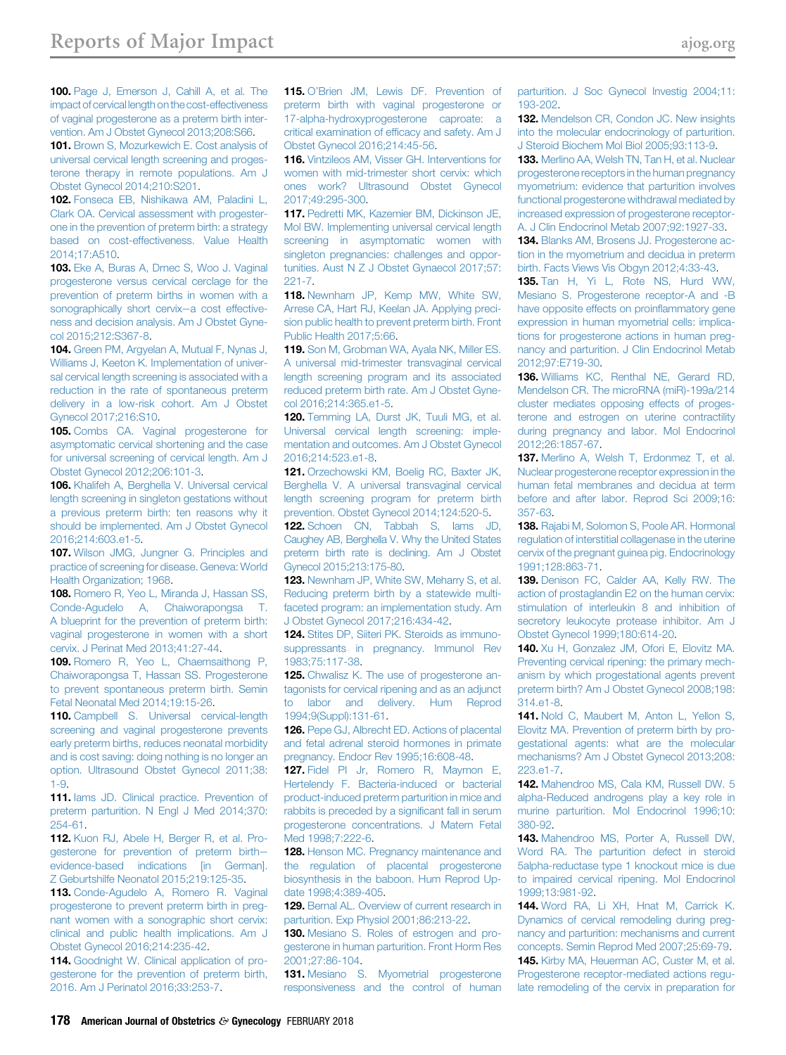**100.** Page J, Emerson J, Cahill A, et al. The impact of cervical length on the cost-effectiveness of vaginal progesterone as a preterm birth intervention. Am J Obstet Gynecol 2013;208:S66.

**101.** Brown S, Mozurkewich E. Cost analysis of universal cervical length screening and progesterone therapy in remote populations. Am J Obstet Gynecol 2014;210:S201.

**102.** Fonseca EB, Nishikawa AM, Paladini L, Clark OA. Cervical assessment with progesterone in the prevention of preterm birth: a strategy based on cost-effectiveness. Value Health 2014;17:A510.

**103.** Eke A, Buras A, Drnec S, Woo J. Vaginal progesterone versus cervical cerclage for the prevention of preterm births in women with a sonographically short cervix—a cost effectiveness and decision analysis. Am J Obstet Gynecol 2015;212:S367-8.

**104.** Green PM, Argyelan A, Mutual F, Nynas J, Williams J, Keeton K. Implementation of universal cervical length screening is associated with a reduction in the rate of spontaneous preterm delivery in a low-risk cohort. Am J Obstet Gynecol 2017;216:S10.

**105.** Combs CA. Vaginal progesterone for asymptomatic cervical shortening and the case for universal screening of cervical length. Am J Obstet Gynecol 2012;206:101-3.

**106.** Khalifeh A, Berghella V. Universal cervical length screening in singleton gestations without a previous preterm birth: ten reasons why it should be implemented. Am J Obstet Gynecol 2016;214:603.e1-5.

**107.** Wilson JMG, Jungner G. Principles and practice of screening for disease. Geneva: World Health Organization; 1968.

**108.** Romero R, Yeo L, Miranda J, Hassan SS, Conde-Agudelo A, Chaiworapongsa T. A blueprint for the prevention of preterm birth: vaginal progesterone in women with a short cervix. J Perinat Med 2013;41:27-44.

**109.** Romero R, Yeo L, Chaemsaithong P, Chaiworapongsa T, Hassan SS. Progesterone to prevent spontaneous preterm birth. Semin Fetal Neonatal Med 2014;19:15-26.

**110.** Campbell S. Universal cervical-length screening and vaginal progesterone prevents early preterm births, reduces neonatal morbidity and is cost saving: doing nothing is no longer an option. Ultrasound Obstet Gynecol 2011;38:1-9.

**111.** Iams JD. Clinical practice. Prevention of preterm parturition. N Engl J Med 2014;370:254-61.

**112.** Kuon RJ, Abele H, Berger R, et al. Progesterone for prevention of preterm birth—evidence-based indications [in German]. Z Geburtshilfe Neonatol 2015;219:125-35.

**113.** Conde-Agudelo A, Romero R. Vaginal progesterone to prevent preterm birth in pregnant women with a sonographic short cervix: clinical and public health implications. Am J Obstet Gynecol 2016;214:235-42.

**114.** Goodnight W. Clinical application of progesterone for the prevention of preterm birth, 2016. Am J Perinatol 2016;33:253-7.

**115.** O'Brien JM, Lewis DF. Prevention of preterm birth with vaginal progesterone or 17-alpha-hydroxyprogesterone caproate: a critical examination of efficacy and safety. Am J Obstet Gynecol 2016;214:45-56.

**116.** Vintzileos AM, Visser GH. Interventions for women with mid-trimester short cervix: which ones work? Ultrasound Obstet Gynecol 2017;49:295-300.

**117.** Pedretti MK, Kazemier BM, Dickinson JE, Mol BW. Implementing universal cervical length screening in asymptomatic women with singleton pregnancies: challenges and opportunities. Aust N Z J Obstet Gynaecol 2017;57:221-7.

**118.** Newnham JP, Kemp MW, White SW, Arrese CA, Hart RJ, Keelan JA. Applying precision public health to prevent preterm birth. Front Public Health 2017;5:66.

**119.** Son M, Grobman WA, Ayala NK, Miller ES. A universal mid-trimester transvaginal cervical length screening program and its associated reduced preterm birth rate. Am J Obstet Gynecol 2016;214:365.e1-5.

**120.** Temming LA, Durst JK, Tuuli MG, et al. Universal cervical length screening: implementation and outcomes. Am J Obstet Gynecol 2016;214:523.e1-8.

**121.** Orzechowski KM, Boelig RC, Baxter JK, Berghella V. A universal transvaginal cervical length screening program for preterm birth prevention. Obstet Gynecol 2014;124:520-5.

**122.** Schoen CN, Tabbah S, Iams JD, Caughey AB, Berghella V. Why the United States preterm birth rate is declining. Am J Obstet Gynecol 2015;213:175-80.

**123.** Newnham JP, White SW, Meharry S, et al. Reducing preterm birth by a statewide multifaceted program: an implementation study. Am J Obstet Gynecol 2017;216:434-42.

**124.** Stites DP, Siiteri PK. Steroids as immunosuppressants in pregnancy. Immunol Rev 1983;75:117-38.

**125.** Chwalisz K. The use of progesterone antagonists for cervical ripening and as an adjunct to labor and delivery. Hum Reprod 1994;9(Suppl):131-61.

**126.** Pepe GJ, Albrecht ED. Actions of placental and fetal adrenal steroid hormones in primate pregnancy. Endocr Rev 1995;16:608-48.

**127.** Fidel PI Jr, Romero R, Maymon E, Hertelendy F. Bacteria-induced or bacterial product-induced preterm parturition in mice and rabbits is preceded by a significant fall in serum progesterone concentrations. J Matern Fetal Med 1998;7:222-6.

**128.** Henson MC. Pregnancy maintenance and the regulation of placental progesterone biosynthesis in the baboon. Hum Reprod Update 1998;4:389-405.

**129.** Bernal AL. Overview of current research in parturition. Exp Physiol 2001;86:213-22.

**130.** Mesiano S. Roles of estrogen and progesterone in human parturition. Front Horm Res 2001;27:86-104.

**131.** Mesiano S. Myometrial progesterone responsiveness and the control of human parturition. J Soc Gynecol Investig 2004;11:193-202.

**132.** Mendelson CR, Condon JC. New insights into the molecular endocrinology of parturition. J Steroid Biochem Mol Biol 2005;93:113-9.

**133.** Merlino AA, Welsh TN, Tan H, et al. Nuclear progesterone receptors in the human pregnancy myometrium: evidence that parturition involves functional progesterone withdrawal mediated by increased expression of progesterone receptor-A. J Clin Endocrinol Metab 2007;92:1927-33.

**134.** Blanks AM, Brosens JJ. Progesterone action in the myometrium and decidua in preterm birth. Facts Views Vis Obgyn 2012;4:33-43.

**135.** Tan H, Yi L, Rote NS, Hurd WW, Mesiano S. Progesterone receptor-A and -B have opposite effects on proinflammatory gene expression in human myometrial cells: implications for progesterone actions in human pregnancy and parturition. J Clin Endocrinol Metab 2012;97:E719-30.

**136.** Williams KC, Renthal NE, Gerard RD, Mendelson CR. The microRNA (miR)-199a/214 cluster mediates opposing effects of progesterone and estrogen on uterine contractility during pregnancy and labor. Mol Endocrinol 2012;26:1857-67.

**137.** Merlino A, Welsh T, Erdonmez T, et al. Nuclear progesterone receptor expression in the human fetal membranes and decidua at term before and after labor. Reprod Sci 2009;16:357-63.

**138.** Rajabi M, Solomon S, Poole AR. Hormonal regulation of interstitial collagenase in the uterine cervix of the pregnant guinea pig. Endocrinology 1991;128:863-71.

**139.** Denison FC, Calder AA, Kelly RW. The action of prostaglandin E2 on the human cervix: stimulation of interleukin 8 and inhibition of secretory leukocyte protease inhibitor. Am J Obstet Gynecol 1999;180:614-20.

**140.** Xu H, Gonzalez JM, Ofori E, Elovitz MA. Preventing cervical ripening: the primary mechanism by which progestational agents prevent preterm birth? Am J Obstet Gynecol 2008;198:314.e1-8.

**141.** Nold C, Maubert M, Anton L, Yellon S, Elovitz MA. Prevention of preterm birth by progestational agents: what are the molecular mechanisms? Am J Obstet Gynecol 2013;208:223.e1-7.

**142.** Mahendroo MS, Cala KM, Russell DW. 5 alpha-Reduced androgens play a key role in murine parturition. Mol Endocrinol 1996;10:380-92.

**143.** Mahendroo MS, Porter A, Russell DW, Word RA. The parturition defect in steroid 5alpha-reductase type 1 knockout mice is due to impaired cervical ripening. Mol Endocrinol 1999;13:981-92.

**144.** Word RA, Li XH, Hnat M, Carrick K. Dynamics of cervical remodeling during pregnancy and parturition: mechanisms and current concepts. Semin Reprod Med 2007;25:69-79.

**145.** Kirby MA, Heuerman AC, Custer M, et al. Progesterone receptor-mediated actions regulate remodeling of the cervix in preparation for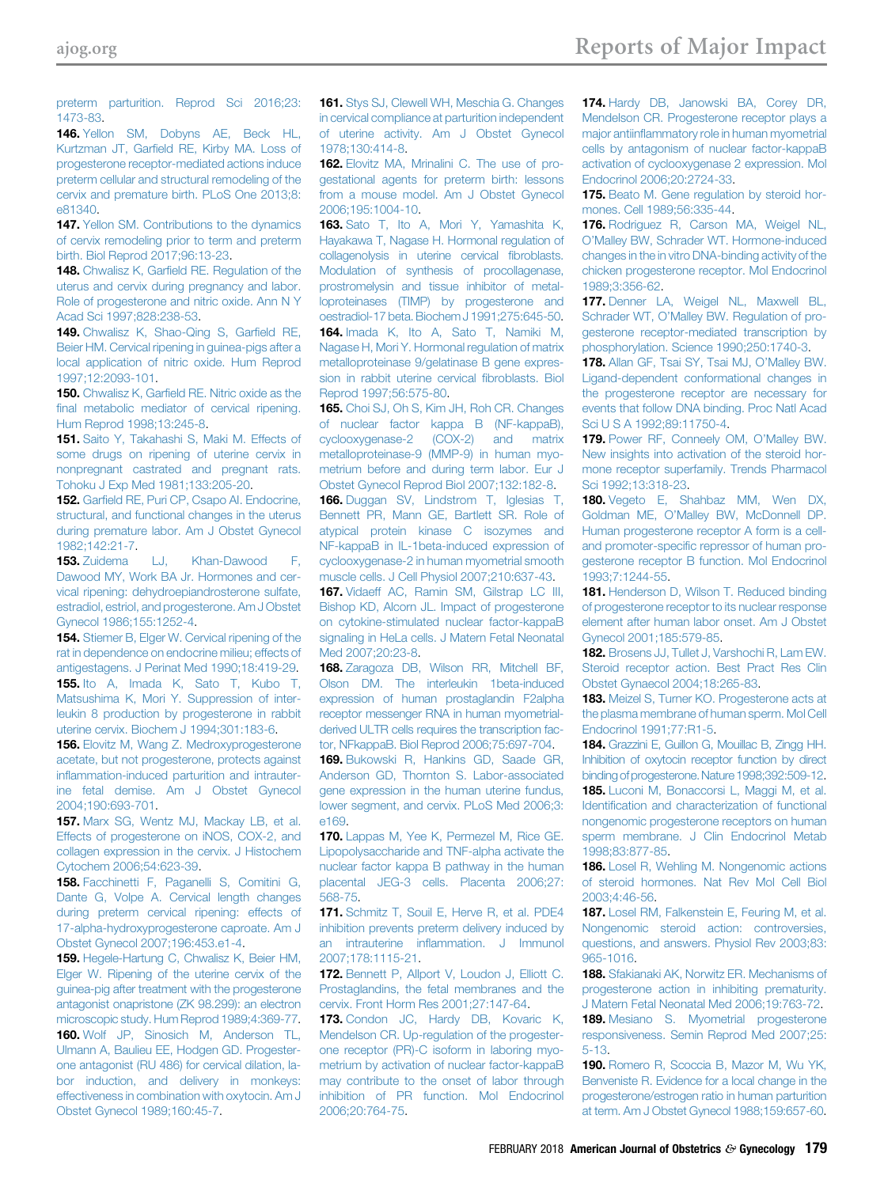preterm parturition. Reprod Sci 2016;23: 1473-83.

**146.** Yellon SM, Dobyns AE, Beck HL, Kurtzman JT, Garfield RE, Kirby MA. Loss of progesterone receptor-mediated actions induce preterm cellular and structural remodeling of the cervix and premature birth. PLoS One 2013;8: e81340.

**147.** Yellon SM. Contributions to the dynamics of cervix remodeling prior to term and preterm birth. Biol Reprod 2017;96:13-23.

**148.** Chwalisz K, Garfield RE. Regulation of the uterus and cervix during pregnancy and labor. Role of progesterone and nitric oxide. Ann N Y Acad Sci 1997;828:238-53.

**149.** Chwalisz K, Shao-Qing S, Garfield RE, Beier HM. Cervical ripening in guinea-pigs after a local application of nitric oxide. Hum Reprod 1997;12:2093-101.

**150.** Chwalisz K, Garfield RE. Nitric oxide as the final metabolic mediator of cervical ripening. Hum Reprod 1998;13:245-8.

**151.** Saito Y, Takahashi S, Maki M. Effects of some drugs on ripening of uterine cervix in nonpregnant castrated and pregnant rats. Tohoku J Exp Med 1981;133:205-20.

**152.** Garfield RE, Puri CP, Csapo AI. Endocrine, structural, and functional changes in the uterus during premature labor. Am J Obstet Gynecol 1982;142:21-7.

**153.** Zuidema LJ, Khan-Dawood F, Dawood MY, Work BA Jr. Hormones and cervical ripening: dehydroepiandrosterone sulfate, estradiol, estriol, and progesterone. Am J Obstet Gynecol 1986;155:1252-4.

**154.** Stiemer B, Elger W. Cervical ripening of the rat in dependence on endocrine milieu; effects of antigestagens. J Perinat Med 1990;18:419-29.

**155.** Ito A, Imada K, Sato T, Kubo T, Matsushima K, Mori Y. Suppression of interleukin 8 production by progesterone in rabbit uterine cervix. Biochem J 1994;301:183-6.

**156.** Elovitz M, Wang Z. Medroxyprogesterone acetate, but not progesterone, protects against inflammation-induced parturition and intrauterine fetal demise. Am J Obstet Gynecol 2004;190:693-701.

**157.** Marx SG, Wentz MJ, Mackay LB, et al. Effects of progesterone on iNOS, COX-2, and collagen expression in the cervix. J Histochem Cytochem 2006;54:623-39.

**158.** Facchinetti F, Paganelli S, Comitini G, Dante G, Volpe A. Cervical length changes during preterm cervical ripening: effects of 17-alpha-hydroxyprogesterone caproate. Am J Obstet Gynecol 2007;196:453.e1-4.

**159.** Hegele-Hartung C, Chwalisz K, Beier HM, Elger W. Ripening of the uterine cervix of the guinea-pig after treatment with the progesterone antagonist onapristone (ZK 98.299): an electron microscopic study. Hum Reprod 1989;4:369-77.

**160.** Wolf JP, Sinosich M, Anderson TL, Ulmann A, Baulieu EE, Hodgen GD. Progesterone antagonist (RU 486) for cervical dilation, labor induction, and delivery in monkeys: effectiveness in combination with oxytocin. Am J Obstet Gynecol 1989;160:45-7.

**161.** Stys SJ, Clewell WH, Meschia G. Changes in cervical compliance at parturition independent of uterine activity. Am J Obstet Gynecol 1978;130:414-8.

**162.** Elovitz MA, Mrinalini C. The use of progestational agents for preterm birth: lessons from a mouse model. Am J Obstet Gynecol 2006;195:1004-10.

**163.** Sato T, Ito A, Mori Y, Yamashita K, Hayakawa T, Nagase H. Hormonal regulation of collagenolysis in uterine cervical fibroblasts. Modulation of synthesis of procollagenase, prostromelysin and tissue inhibitor of metalloproteinases (TIMP) by progesterone and oestradiol-17 beta. Biochem J 1991;275:645-50.

**164.** Imada K, Ito A, Sato T, Namiki M, Nagase H, Mori Y. Hormonal regulation of matrix metalloproteinase 9/gelatinase B gene expression in rabbit uterine cervical fibroblasts. Biol Reprod 1997;56:575-80.

**165.** Choi SJ, Oh S, Kim JH, Roh CR. Changes of nuclear factor kappa B (NF-kappaB), cyclooxygenase-2 (COX-2) and matrix metalloproteinase-9 (MMP-9) in human myometrium before and during term labor. Eur J Obstet Gynecol Reprod Biol 2007;132:182-8.

**166.** Duggan SV, Lindstrom T, Iglesias T, Bennett PR, Mann GE, Bartlett SR. Role of atypical protein kinase C isozymes and NF-kappaB in IL-1beta-induced expression of cyclooxygenase-2 in human myometrial smooth muscle cells. J Cell Physiol 2007;210:637-43.

**167.** Vidaeff AC, Ramin SM, Gilstrap LC III, Bishop KD, Alcorn JL. Impact of progesterone on cytokine-stimulated nuclear factor-kappaB signaling in HeLa cells. J Matern Fetal Neonatal Med 2007;20:23-8.

**168.** Zaragoza DB, Wilson RR, Mitchell BF, Olson DM. The interleukin 1beta-induced expression of human prostaglandin F2alpha receptor messenger RNA in human myometrial-derived ULTR cells requires the transcription factor, NFkappaB. Biol Reprod 2006;75:697-704.

**169.** Bukowski R, Hankins GD, Saade GR, Anderson GD, Thornton S. Labor-associated gene expression in the human uterine fundus, lower segment, and cervix. PLoS Med 2006;3: e169.

**170.** Lappas M, Yee K, Permezel M, Rice GE. Lipopolysaccharide and TNF-alpha activate the nuclear factor kappa B pathway in the human placental JEG-3 cells. Placenta 2006;27: 568-75.

**171.** Schmitz T, Souil E, Herve R, et al. PDE4 inhibition prevents preterm delivery induced by an intrauterine inflammation. J Immunol 2007;178:1115-21.

**172.** Bennett P, Allport V, Loudon J, Elliott C. Prostaglandins, the fetal membranes and the cervix. Front Horm Res 2001;27:147-64.

**173.** Condon JC, Hardy DB, Kovaric K, Mendelson CR. Up-regulation of the progesterone receptor (PR)-C isoform in laboring myometrium by activation of nuclear factor-kappaB may contribute to the onset of labor through inhibition of PR function. Mol Endocrinol 2006;20:764-75.

**174.** Hardy DB, Janowski BA, Corey DR, Mendelson CR. Progesterone receptor plays a major antiinflammatory role in human myometrial cells by antagonism of nuclear factor-kappaB activation of cyclooxygenase 2 expression. Mol Endocrinol 2006;20:2724-33.

**175.** Beato M. Gene regulation by steroid hormones. Cell 1989;56:335-44.

**176.** Rodriguez R, Carson MA, Weigel NL, O'Malley BW, Schrader WT. Hormone-induced changes in the in vitro DNA-binding activity of the chicken progesterone receptor. Mol Endocrinol 1989;3:356-62.

**177.** Denner LA, Weigel NL, Maxwell BL, Schrader WT, O'Malley BW. Regulation of progesterone receptor-mediated transcription by phosphorylation. Science 1990;250:1740-3.

**178.** Allan GF, Tsai SY, Tsai MJ, O'Malley BW. Ligand-dependent conformational changes in the progesterone receptor are necessary for events that follow DNA binding. Proc Natl Acad Sci U S A 1992;89:11750-4.

**179.** Power RF, Conneely OM, O'Malley BW. New insights into activation of the steroid hormone receptor superfamily. Trends Pharmacol Sci 1992;13:318-23.

**180.** Vegeto E, Shahbaz MM, Wen DX, Goldman ME, O'Malley BW, McDonnell DP. Human progesterone receptor A form is a cell- and promoter-specific repressor of human progesterone receptor B function. Mol Endocrinol 1993;7:1244-55.

**181.** Henderson D, Wilson T. Reduced binding of progesterone receptor to its nuclear response element after human labor onset. Am J Obstet Gynecol 2001;185:579-85.

**182.** Brosens JJ, Tullet J, Varshochi R, Lam EW. Steroid receptor action. Best Pract Res Clin Obstet Gynaecol 2004;18:265-83.

**183.** Meizel S, Turner KO. Progesterone acts at the plasma membrane of human sperm. Mol Cell Endocrinol 1991;77:R1-5.

**184.** Grazzini E, Guillon G, Mouillac B, Zingg HH. Inhibition of oxytocin receptor function by direct binding of progesterone. Nature 1998;392:509-12.

**185.** Luconi M, Bonaccorsi L, Maggi M, et al. Identification and characterization of functional nongenomic progesterone receptors on human sperm membrane. J Clin Endocrinol Metab 1998;83:877-85.

**186.** Losel R, Wehling M. Nongenomic actions of steroid hormones. Nat Rev Mol Cell Biol 2003;4:46-56.

**187.** Losel RM, Falkenstein E, Feuring M, et al. Nongenomic steroid action: controversies, questions, and answers. Physiol Rev 2003;83: 965-1016.

**188.** Sfakianaki AK, Norwitz ER. Mechanisms of progesterone action in inhibiting prematurity. J Matern Fetal Neonatal Med 2006;19:763-72.

**189.** Mesiano S. Myometrial progesterone responsiveness. Semin Reprod Med 2007;25: 5-13.

**190.** Romero R, Scoccia B, Mazor M, Wu YK, Benveniste R. Evidence for a local change in the progesterone/estrogen ratio in human parturition at term. Am J Obstet Gynecol 1988;159:657-60.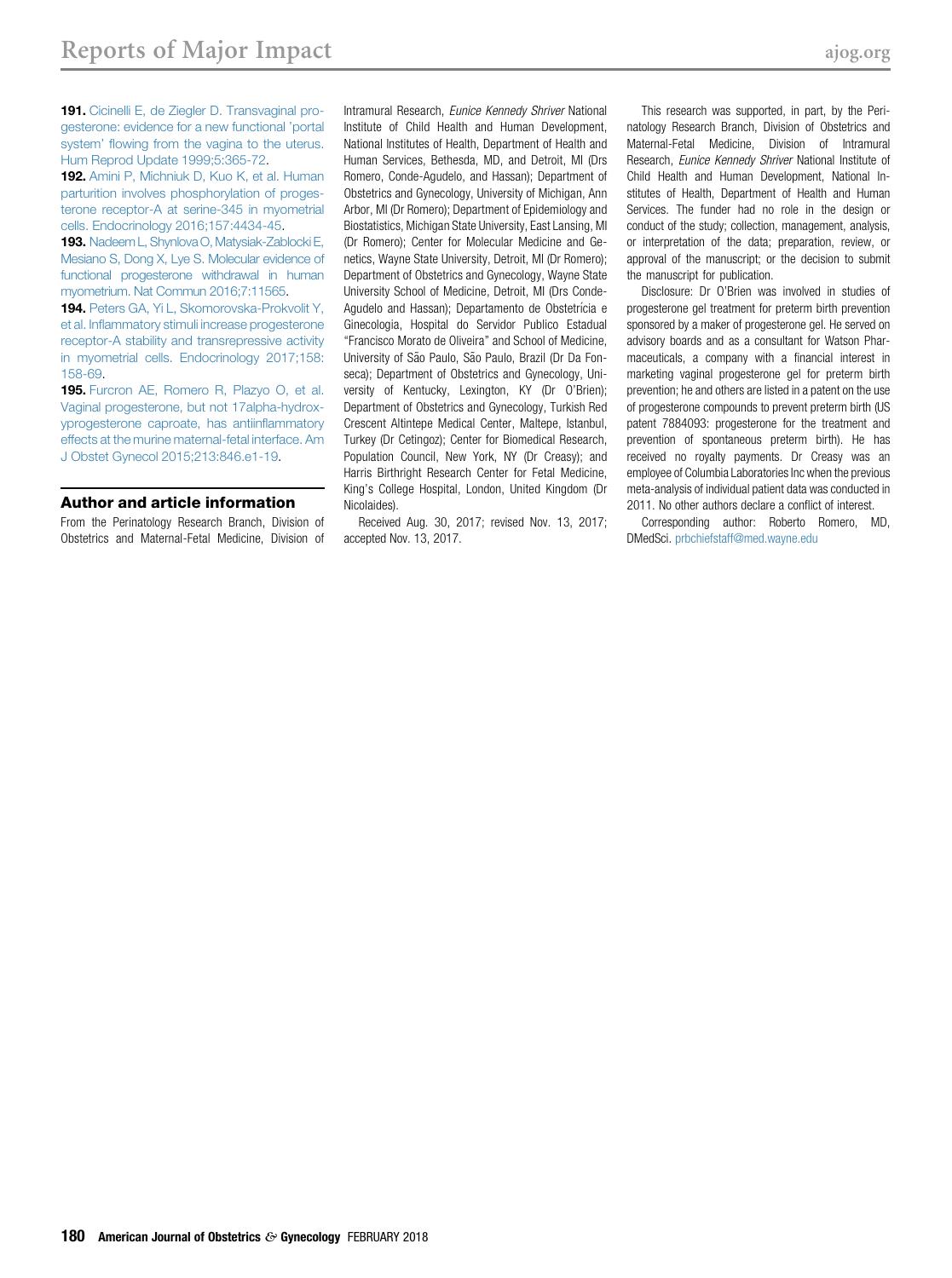**191.** Cicinelli E, de Ziegler D. Transvaginal progesterone: evidence for a new functional 'portal system' flowing from the vagina to the uterus. Hum Reprod Update 1999;5:365-72.

**192.** Amini P, Michniuk D, Kuo K, et al. Human parturition involves phosphorylation of progesterone receptor-A at serine-345 in myometrial cells. Endocrinology 2016;157:4434-45.

**193.** Nadeem L, Shynlova O, Matysiak-Zablocki E, Mesiano S, Dong X, Lye S. Molecular evidence of functional progesterone withdrawal in human myometrium. Nat Commun 2016;7:11565.

**194.** Peters GA, Yi L, Skomorovska-Prokvolit Y, et al. Inflammatory stimuli increase progesterone receptor-A stability and transrepressive activity in myometrial cells. Endocrinology 2017;158:158-69.

**195.** Furcron AE, Romero R, Plazyo O, et al. Vaginal progesterone, but not 17alpha-hydroxyprogesterone caproate, has antiinflammatory effects at the murine maternal-fetal interface. Am J Obstet Gynecol 2015;213:846.e1-19.

## Author and article information

From the Perinatology Research Branch, Division of Obstetrics and Maternal-Fetal Medicine, Division of Intramural Research, *Eunice Kennedy Shriver* National Institute of Child Health and Human Development, National Institutes of Health, Department of Health and Human Services, Bethesda, MD, and Detroit, MI (Drs Romero, Conde-Agudelo, and Hassan); Department of Obstetrics and Gynecology, University of Michigan, Ann Arbor, MI (Dr Romero); Department of Epidemiology and Biostatistics, Michigan State University, East Lansing, MI (Dr Romero); Center for Molecular Medicine and Genetics, Wayne State University, Detroit, MI (Dr Romero); Department of Obstetrics and Gynecology, Wayne State University School of Medicine, Detroit, MI (Drs Conde-Agudelo and Hassan); Departamento de Obstetrícia e Ginecologia, Hospital do Servidor Publico Estadual "Francisco Morato de Oliveira" and School of Medicine, University of São Paulo, São Paulo, Brazil (Dr Da Fonseca); Department of Obstetrics and Gynecology, University of Kentucky, Lexington, KY (Dr O'Brien); Department of Obstetrics and Gynecology, Turkish Red Crescent Altintepe Medical Center, Maltepe, Istanbul, Turkey (Dr Cetingoz); Center for Biomedical Research, Population Council, New York, NY (Dr Creasy); and Harris Birthright Research Center for Fetal Medicine, King's College Hospital, London, United Kingdom (Dr Nicolaides).

Received Aug. 30, 2017; revised Nov. 13, 2017; accepted Nov. 13, 2017.

This research was supported, in part, by the Perinatology Research Branch, Division of Obstetrics and Maternal-Fetal Medicine, Division of Intramural Research, *Eunice Kennedy Shriver* National Institute of Child Health and Human Development, National Institutes of Health, Department of Health and Human Services. The funder had no role in the design or conduct of the study; collection, management, analysis, or interpretation of the data; preparation, review, or approval of the manuscript; or the decision to submit the manuscript for publication.

Disclosure: Dr O'Brien was involved in studies of progesterone gel treatment for preterm birth prevention sponsored by a maker of progesterone gel. He served on advisory boards and as a consultant for Watson Pharmaceuticals, a company with a financial interest in marketing vaginal progesterone gel for preterm birth prevention; he and others are listed in a patent on the use of progesterone compounds to prevent preterm birth (US patent 7884093: progesterone for the treatment and prevention of spontaneous preterm birth). He has received no royalty payments. Dr Creasy was an employee of Columbia Laboratories Inc when the previous meta-analysis of individual patient data was conducted in 2011. No other authors declare a conflict of interest.

Corresponding author: Roberto Romero, MD, DMedSci. prbchiefstaff@med.wayne.edu